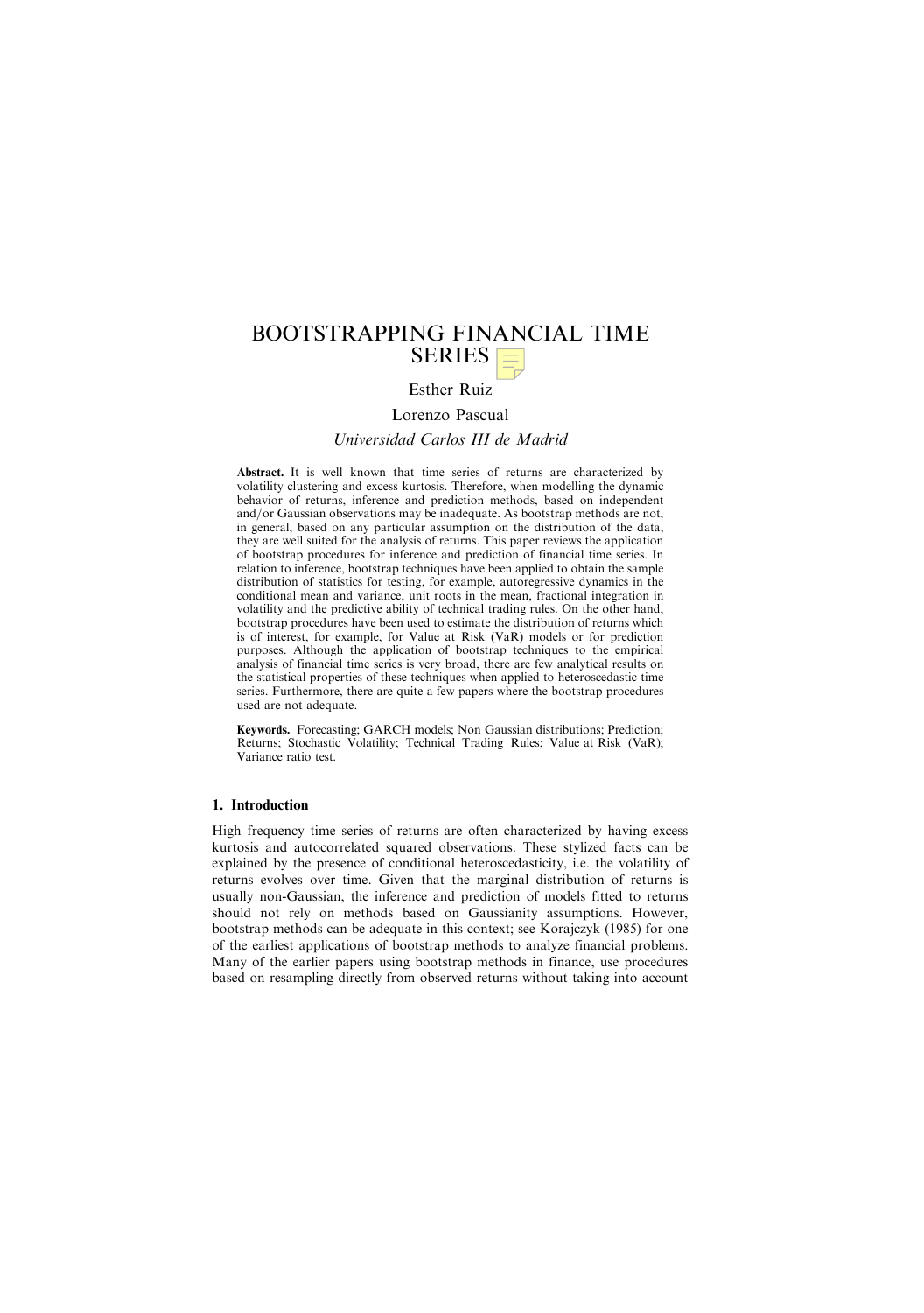# BOOTSTRAPPING FINANCIAL TIME SERIES

Esther Ruiz

Lorenzo Pascual

*Universidad Carlos III de Madrid*

**Abstract.** It is well known that time series of returns are characterized by volatility clustering and excess kurtosis. Therefore, when modelling the dynamic behavior of returns, inference and prediction methods, based on independent and/or Gaussian observations may be inadequate. As bootstrap methods are not, in general, based on any particular assumption on the distribution of the data, they are well suited for the analysis of returns. This paper reviews the application of bootstrap procedures for inference and prediction of financial time series. In relation to inference, bootstrap techniques have been applied to obtain the sample distribution of statistics for testing, for example, autoregressive dynamics in the conditional mean and variance, unit roots in the mean, fractional integration in volatility and the predictive ability of technical trading rules. On the other hand, bootstrap procedures have been used to estimate the distribution of returns which is of interest, for example, for Value at Risk (VaR) models or for prediction purposes. Although the application of bootstrap techniques to the empirical analysis of financial time series is very broad, there are few analytical results on the statistical properties of these techniques when applied to heteroscedastic time series. Furthermore, there are quite a few papers where the bootstrap procedures used are not adequate.

**Keywords.** Forecasting; GARCH models; Non Gaussian distributions; Prediction; Returns; Stochastic Volatility; Technical Trading Rules; Value at Risk (VaR); Variance ratio test.

## 1. Introduction

High frequency time series of returns are often characterized by having excess kurtosis and autocorrelated squared observations. These stylized facts can be explained by the presence of conditional heteroscedasticity, i.e. the volatility of returns evolves over time. Given that the marginal distribution of returns is usually non-Gaussian, the inference and prediction of models fitted to returns should not rely on methods based on Gaussianity assumptions. However, bootstrap methods can be adequate in this context; see Korajczyk (1985) for one of the earliest applications of bootstrap methods to analyze financial problems. Many of the earlier papers using bootstrap methods in finance, use procedures based on resampling directly from observed returns without taking into account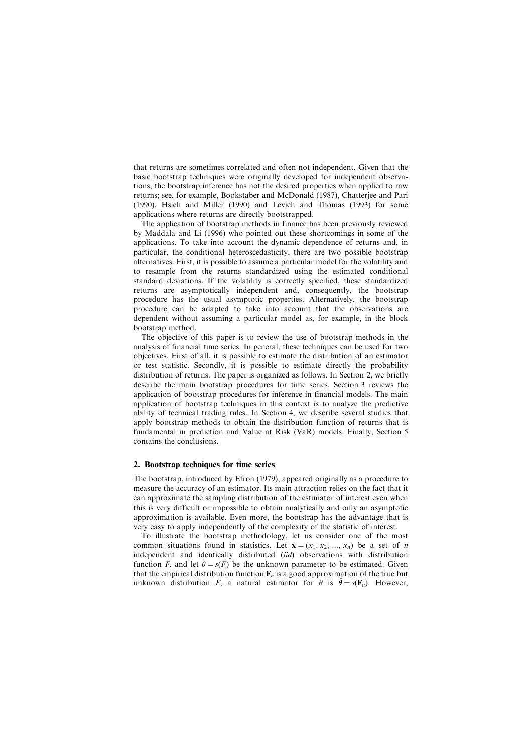that returns are sometimes correlated and often not independent. Given that the basic bootstrap techniques were originally developed for independent observations, the bootstrap inference has not the desired properties when applied to raw returns; see, for example, Bookstaber and McDonald (1987), Chatterjee and Pari (1990), Hsieh and Miller (1990) and Levich and Thomas (1993) for some applications where returns are directly bootstrapped.

The application of bootstrap methods in finance has been previously reviewed by Maddala and Li (1996) who pointed out these shortcomings in some of the applications. To take into account the dynamic dependence of returns and, in particular, the conditional heteroscedasticity, there are two possible bootstrap alternatives. First, it is possible to assume a particular model for the volatility and to resample from the returns standardized using the estimated conditional standard deviations. If the volatility is correctly specified, these standardized returns are asymptotically independent and, consequently, the bootstrap procedure has the usual asymptotic properties. Alternatively, the bootstrap procedure can be adapted to take into account that the observations are dependent without assuming a particular model as, for example, in the block bootstrap method.

The objective of this paper is to review the use of bootstrap methods in the analysis of financial time series. In general, these techniques can be used for two objectives. First of all, it is possible to estimate the distribution of an estimator or test statistic. Secondly, it is possible to estimate directly the probability distribution of returns. The paper is organized as follows. In Section 2, we briefly describe the main bootstrap procedures for time series. Section 3 reviews the application of bootstrap procedures for inference in financial models. The main application of bootstrap techniques in this context is to analyze the predictive ability of technical trading rules. In Section 4, we describe several studies that apply bootstrap methods to obtain the distribution function of returns that is fundamental in prediction and Value at Risk (VaR) models. Finally, Section 5 contains the conclusions.

## 2. Bootstrap techniques for time series

The bootstrap, introduced by Efron (1979), appeared originally as a procedure to measure the accuracy of an estimator. Its main attraction relies on the fact that it can approximate the sampling distribution of the estimator of interest even when this is very difficult or impossible to obtain analytically and only an asymptotic approximation is available. Even more, the bootstrap has the advantage that is very easy to apply independently of the complexity of the statistic of interest.

To illustrate the bootstrap methodology, let us consider one of the most common situations found in statistics. Let $\mathbf{x} = (x_1, x_2, \ldots, x_n)$ be a set of $n$ independent and identically distributed (*iid*) observations with distribution function $F$, and let $\theta = s(F)$ be the unknown parameter to be estimated. Given that the empirical distribution function $\mathbf{F}_n$ is a good approximation of the true but unknown distribution $F$, a natural estimator for $\theta$ is $\hat{\theta} = s(\mathbf{F}_n)$. However,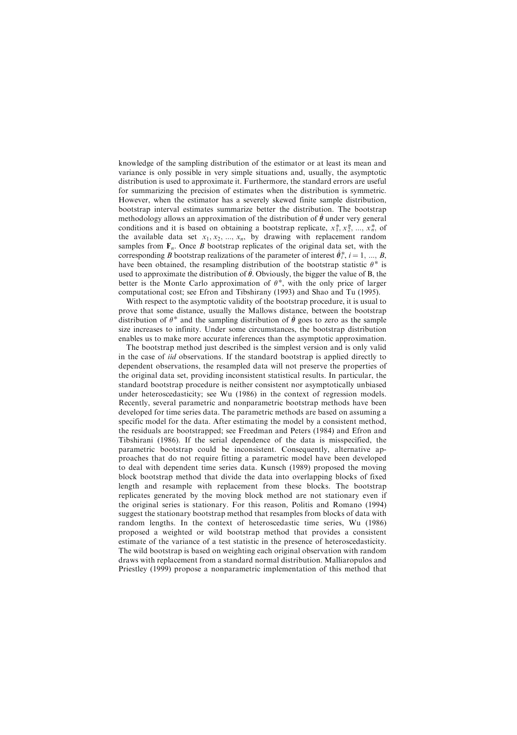knowledge of the sampling distribution of the estimator or at least its mean and variance is only possible in very simple situations and, usually, the asymptotic distribution is used to approximate it. Furthermore, the standard errors are useful for summarizing the precision of estimates when the distribution is symmetric. However, when the estimator has a severely skewed finite sample distribution, bootstrap interval estimates summarize better the distribution. The bootstrap methodology allows an approximation of the distribution of $\hat{\theta}$ under very general conditions and it is based on obtaining a bootstrap replicate, $x_1^*, x_2^*, \ldots, x_n^*$, of the available data set $x_1, x_2, \ldots, x_n$, by drawing with replacement random samples from $\mathbf{F}_n$. Once $B$ bootstrap replicates of the original data set, with the corresponding $B$ bootstrap realizations of the parameter of interest $\hat{\theta}_i^*$, $i = 1, \ldots, B$, have been obtained, the resampling distribution of the bootstrap statistic $\theta^*$ is used to approximate the distribution of $\hat{\theta}$. Obviously, the bigger the value of B, the better is the Monte Carlo approximation of $\theta^*$, with the only price of larger computational cost; see Efron and Tibshirany (1993) and Shao and Tu (1995).

With respect to the asymptotic validity of the bootstrap procedure, it is usual to prove that some distance, usually the Mallows distance, between the bootstrap distribution of $\theta^*$ and the sampling distribution of $\hat{\theta}$ goes to zero as the sample size increases to infinity. Under some circumstances, the bootstrap distribution enables us to make more accurate inferences than the asymptotic approximation.

The bootstrap method just described is the simplest version and is only valid in the case of *iid* observations. If the standard bootstrap is applied directly to dependent observations, the resampled data will not preserve the properties of the original data set, providing inconsistent statistical results. In particular, the standard bootstrap procedure is neither consistent nor asymptotically unbiased under heteroscedasticity; see Wu (1986) in the context of regression models. Recently, several parametric and nonparametric bootstrap methods have been developed for time series data. The parametric methods are based on assuming a specific model for the data. After estimating the model by a consistent method, the residuals are bootstrapped; see Freedman and Peters (1984) and Efron and Tibshirani (1986). If the serial dependence of the data is misspecified, the parametric bootstrap could be inconsistent. Consequently, alternative approaches that do not require fitting a parametric model have been developed to deal with dependent time series data. Kunsch (1989) proposed the moving block bootstrap method that divide the data into overlapping blocks of fixed length and resample with replacement from these blocks. The bootstrap replicates generated by the moving block method are not stationary even if the original series is stationary. For this reason, Politis and Romano (1994) suggest the stationary bootstrap method that resamples from blocks of data with random lengths. In the context of heteroscedastic time series, Wu (1986) proposed a weighted or wild bootstrap method that provides a consistent estimate of the variance of a test statistic in the presence of heteroscedasticity. The wild bootstrap is based on weighting each original observation with random draws with replacement from a standard normal distribution. Malliaropulos and Priestley (1999) propose a nonparametric implementation of this method that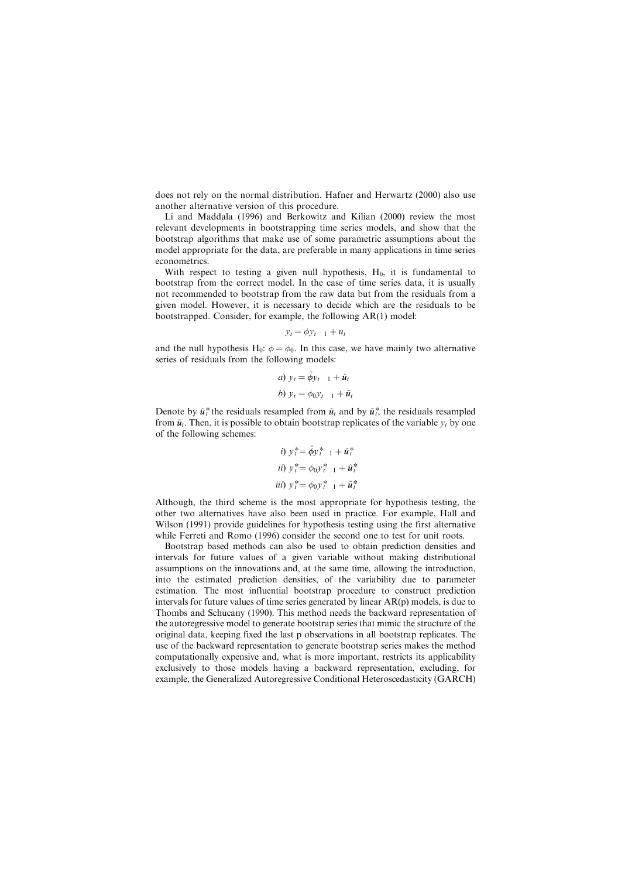does not rely on the normal distribution. Hafner and Herwartz (2000) also use another alternative version of this procedure.

Li and Maddala (1996) and Berkowitz and Kilian (2000) review the most relevant developments in bootstrapping time series models, and show that the bootstrap algorithms that make use of some parametric assumptions about the model appropriate for the data, are preferable in many applications in time series econometrics.

With respect to testing a given null hypothesis, $H_0$, it is fundamental to bootstrap from the correct model. In the case of time series data, it is usually not recommended to bootstrap from the raw data but from the residuals from a given model. However, it is necessary to decide which are the residuals to be bootstrapped. Consider, for example, the following AR(1) model:

$$y_t = \phi y_{t-1} + u_t$$

and the null hypothesis $H_0$: $\phi = \phi_0$. In this case, we have mainly two alternative series of residuals from the following models:

$$a)\ y_t = \hat{\phi} y_{t-1} + \hat{u}_t$$

$$b)\ y_t = \phi_0 y_{t-1} + \tilde{u}_t$$

Denote by $\hat{u}_t^*$ the residuals resampled from $\hat{u}_t$ and by $\tilde{u}_t^*$, the residuals resampled from $\tilde{u}_t$. Then, it is possible to obtain bootstrap replicates of the variable $y_t$ by one of the following schemes:

$$i)\ y_t^* = \hat{\phi} y_{t-1}^* + \hat{u}_t^*$$

$$ii)\ y_t^* = \phi_0 y_{t-1}^* + \hat{u}_t^*$$

$$iii)\ y_t^* = \phi_0 y_{t-1}^* + \tilde{u}_t^*$$

Although, the third scheme is the most appropriate for hypothesis testing, the other two alternatives have also been used in practice. For example, Hall and Wilson (1991) provide guidelines for hypothesis testing using the first alternative while Ferreti and Romo (1996) consider the second one to test for unit roots.

Bootstrap based methods can also be used to obtain prediction densities and intervals for future values of a given variable without making distributional assumptions on the innovations and, at the same time, allowing the introduction, into the estimated prediction densities, of the variability due to parameter estimation. The most influential bootstrap procedure to construct prediction intervals for future values of time series generated by linear AR(p) models, is due to Thombs and Schucany (1990). This method needs the backward representation of the autoregressive model to generate bootstrap series that mimic the structure of the original data, keeping fixed the last p observations in all bootstrap replicates. The use of the backward representation to generate bootstrap series makes the method computationally expensive and, what is more important, restricts its applicability exclusively to those models having a backward representation, excluding, for example, the Generalized Autoregressive Conditional Heteroscedasticity (GARCH)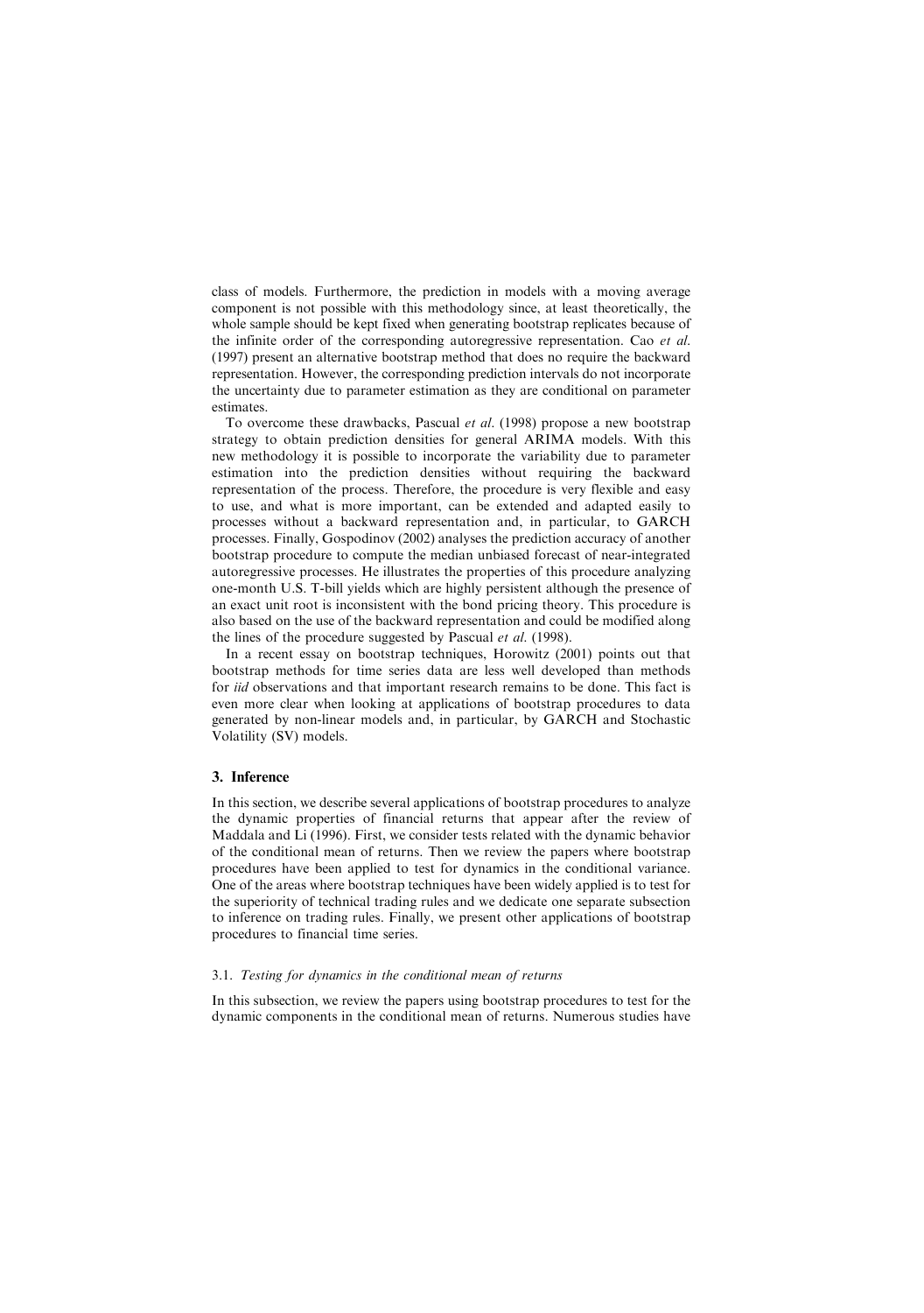class of models. Furthermore, the prediction in models with a moving average component is not possible with this methodology since, at least theoretically, the whole sample should be kept fixed when generating bootstrap replicates because of the infinite order of the corresponding autoregressive representation. Cao *et al.* (1997) present an alternative bootstrap method that does no require the backward representation. However, the corresponding prediction intervals do not incorporate the uncertainty due to parameter estimation as they are conditional on parameter estimates.

To overcome these drawbacks, Pascual *et al.* (1998) propose a new bootstrap strategy to obtain prediction densities for general ARIMA models. With this new methodology it is possible to incorporate the variability due to parameter estimation into the prediction densities without requiring the backward representation of the process. Therefore, the procedure is very flexible and easy to use, and what is more important, can be extended and adapted easily to processes without a backward representation and, in particular, to GARCH processes. Finally, Gospodinov (2002) analyses the prediction accuracy of another bootstrap procedure to compute the median unbiased forecast of near-integrated autoregressive processes. He illustrates the properties of this procedure analyzing one-month U.S. T-bill yields which are highly persistent although the presence of an exact unit root is inconsistent with the bond pricing theory. This procedure is also based on the use of the backward representation and could be modified along the lines of the procedure suggested by Pascual *et al.* (1998).

In a recent essay on bootstrap techniques, Horowitz (2001) points out that bootstrap methods for time series data are less well developed than methods for *iid* observations and that important research remains to be done. This fact is even more clear when looking at applications of bootstrap procedures to data generated by non-linear models and, in particular, by GARCH and Stochastic Volatility (SV) models.

## 3. Inference

In this section, we describe several applications of bootstrap procedures to analyze the dynamic properties of financial returns that appear after the review of Maddala and Li (1996). First, we consider tests related with the dynamic behavior of the conditional mean of returns. Then we review the papers where bootstrap procedures have been applied to test for dynamics in the conditional variance. One of the areas where bootstrap techniques have been widely applied is to test for the superiority of technical trading rules and we dedicate one separate subsection to inference on trading rules. Finally, we present other applications of bootstrap procedures to financial time series.

### 3.1. *Testing for dynamics in the conditional mean of returns*

In this subsection, we review the papers using bootstrap procedures to test for the dynamic components in the conditional mean of returns. Numerous studies have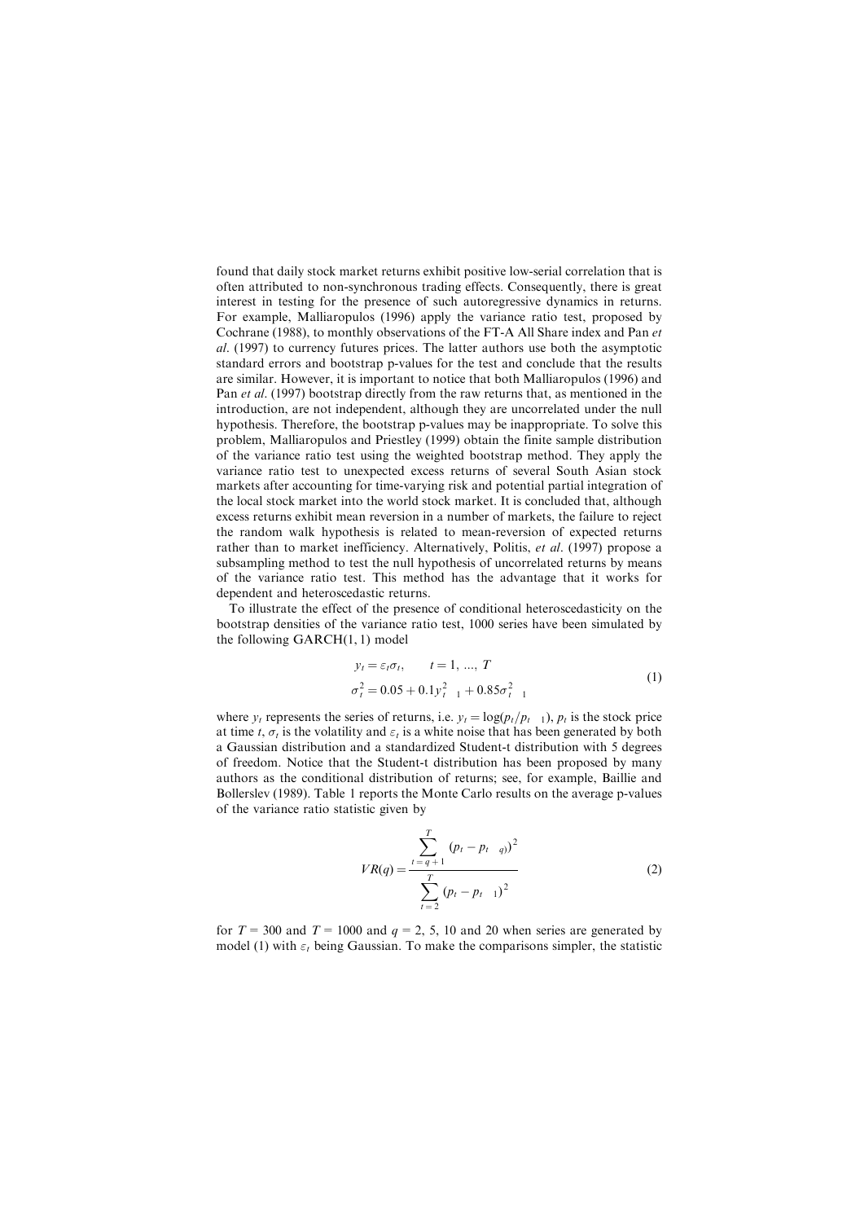found that daily stock market returns exhibit positive low-serial correlation that is often attributed to non-synchronous trading effects. Consequently, there is great interest in testing for the presence of such autoregressive dynamics in returns. For example, Malliaropulos (1996) apply the variance ratio test, proposed by Cochrane (1988), to monthly observations of the FT-A All Share index and Pan *et al*. (1997) to currency futures prices. The latter authors use both the asymptotic standard errors and bootstrap p-values for the test and conclude that the results are similar. However, it is important to notice that both Malliaropulos (1996) and Pan *et al*. (1997) bootstrap directly from the raw returns that, as mentioned in the introduction, are not independent, although they are uncorrelated under the null hypothesis. Therefore, the bootstrap p-values may be inappropriate. To solve this problem, Malliaropulos and Priestley (1999) obtain the finite sample distribution of the variance ratio test using the weighted bootstrap method. They apply the variance ratio test to unexpected excess returns of several South Asian stock markets after accounting for time-varying risk and potential partial integration of the local stock market into the world stock market. It is concluded that, although excess returns exhibit mean reversion in a number of markets, the failure to reject the random walk hypothesis is related to mean-reversion of expected returns rather than to market inefficiency. Alternatively, Politis, *et al*. (1997) propose a subsampling method to test the null hypothesis of uncorrelated returns by means of the variance ratio test. This method has the advantage that it works for dependent and heteroscedastic returns.

To illustrate the effect of the presence of conditional heteroscedasticity on the bootstrap densities of the variance ratio test, 1000 series have been simulated by the following GARCH(1, 1) model

$$
\begin{aligned}
y_t &= \varepsilon_t \sigma_t, \qquad t = 1, \ldots, T \\
\sigma_t^2 &= 0.05 + 0.1 y_{t-1}^2 + 0.85 \sigma_{t-1}^2
\end{aligned}
\tag{1}
$$

where $y_t$ represents the series of returns, i.e. $y_t = \log(p_t/p_{t-1})$, $p_t$ is the stock price at time $t$, $\sigma_t$ is the volatility and $\varepsilon_t$ is a white noise that has been generated by both a Gaussian distribution and a standardized Student-t distribution with 5 degrees of freedom. Notice that the Student-t distribution has been proposed by many authors as the conditional distribution of returns; see, for example, Baillie and Bollerslev (1989). Table 1 reports the Monte Carlo results on the average p-values of the variance ratio statistic given by

$$
VR(q) = \frac{\sum_{t=q+1}^{T} (p_t - p_{t-q})^2}{\sum_{t=2}^{T} (p_t - p_{t-1})^2}
\tag{2}
$$

for $T = 300$ and $T = 1000$ and $q = 2$, 5, 10 and 20 when series are generated by model (1) with $\varepsilon_t$ being Gaussian. To make the comparisons simpler, the statistic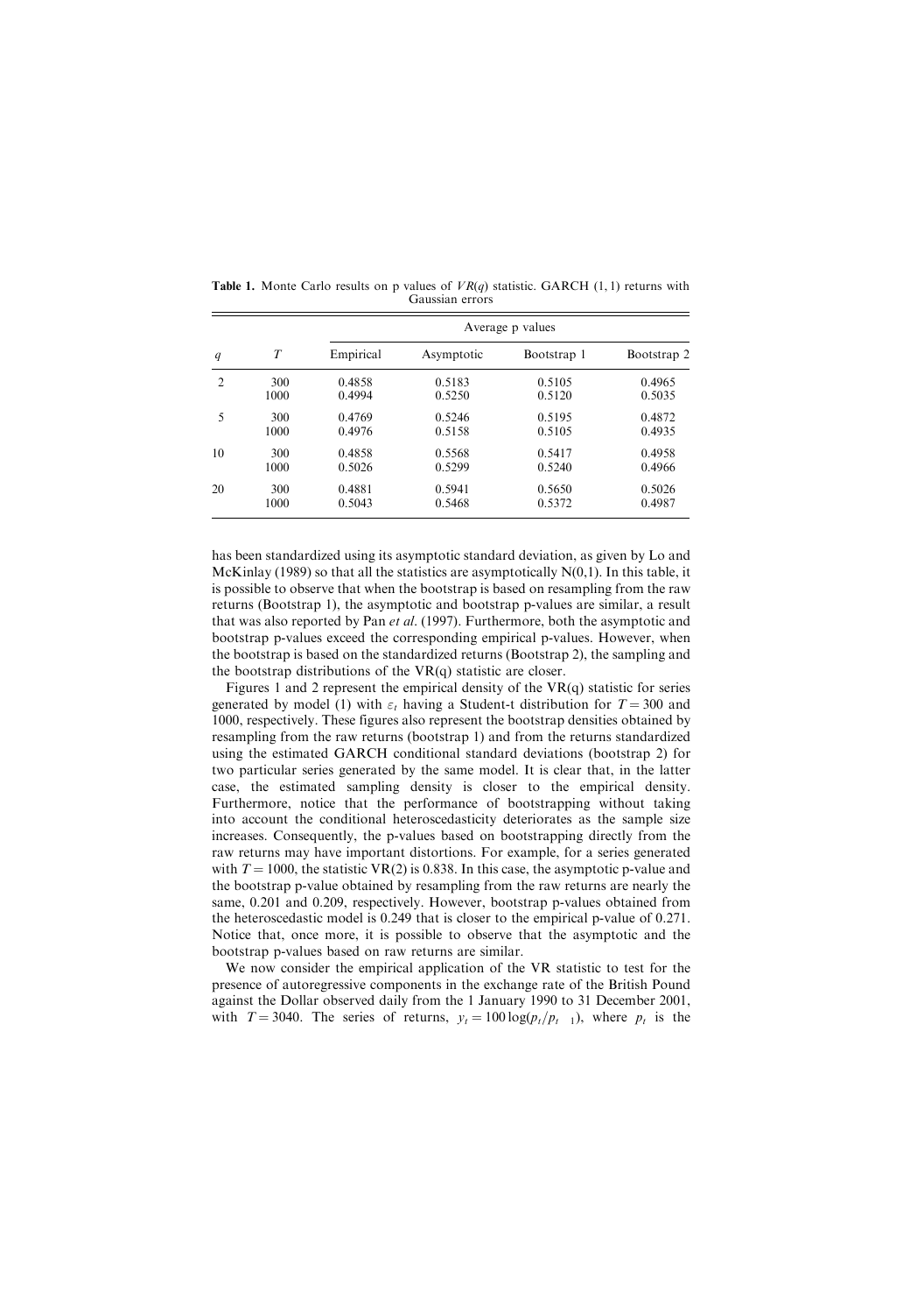**Table 1.** Monte Carlo results on p values of $VR(q)$ statistic. GARCH (1, 1) returns with Gaussian errors

| $q$ | $T$ | Average p values | | | |
|---|---|---|---|---|---|
| | | Empirical | Asymptotic | Bootstrap 1 | Bootstrap 2 |
| 2 | 300 | 0.4858 | 0.5183 | 0.5105 | 0.4965 |
| | 1000 | 0.4994 | 0.5250 | 0.5120 | 0.5035 |
| 5 | 300 | 0.4769 | 0.5246 | 0.5195 | 0.4872 |
| | 1000 | 0.4976 | 0.5158 | 0.5105 | 0.4935 |
| 10 | 300 | 0.4858 | 0.5568 | 0.5417 | 0.4958 |
| | 1000 | 0.5026 | 0.5299 | 0.5240 | 0.4966 |
| 20 | 300 | 0.4881 | 0.5941 | 0.5650 | 0.5026 |
| | 1000 | 0.5043 | 0.5468 | 0.5372 | 0.4987 |

has been standardized using its asymptotic standard deviation, as given by Lo and McKinlay (1989) so that all the statistics are asymptotically N(0,1). In this table, it is possible to observe that when the bootstrap is based on resampling from the raw returns (Bootstrap 1), the asymptotic and bootstrap p-values are similar, a result that was also reported by Pan *et al*. (1997). Furthermore, both the asymptotic and bootstrap p-values exceed the corresponding empirical p-values. However, when the bootstrap is based on the standardized returns (Bootstrap 2), the sampling and the bootstrap distributions of the VR(q) statistic are closer.

Figures 1 and 2 represent the empirical density of the VR(q) statistic for series generated by model (1) with $\varepsilon_t$ having a Student-t distribution for $T = 300$ and 1000, respectively. These figures also represent the bootstrap densities obtained by resampling from the raw returns (bootstrap 1) and from the returns standardized using the estimated GARCH conditional standard deviations (bootstrap 2) for two particular series generated by the same model. It is clear that, in the latter case, the estimated sampling density is closer to the empirical density. Furthermore, notice that the performance of bootstrapping without taking into account the conditional heteroscedasticity deteriorates as the sample size increases. Consequently, the p-values based on bootstrapping directly from the raw returns may have important distortions. For example, for a series generated with $T = 1000$, the statistic VR(2) is 0.838. In this case, the asymptotic p-value and the bootstrap p-value obtained by resampling from the raw returns are nearly the same, 0.201 and 0.209, respectively. However, bootstrap p-values obtained from the heteroscedastic model is 0.249 that is closer to the empirical p-value of 0.271. Notice that, once more, it is possible to observe that the asymptotic and the bootstrap p-values based on raw returns are similar.

We now consider the empirical application of the VR statistic to test for the presence of autoregressive components in the exchange rate of the British Pound against the Dollar observed daily from the 1 January 1990 to 31 December 2001, with $T = 3040$. The series of returns, $y_t = 100 \log(p_t / p_{t-1})$, where $p_t$ is the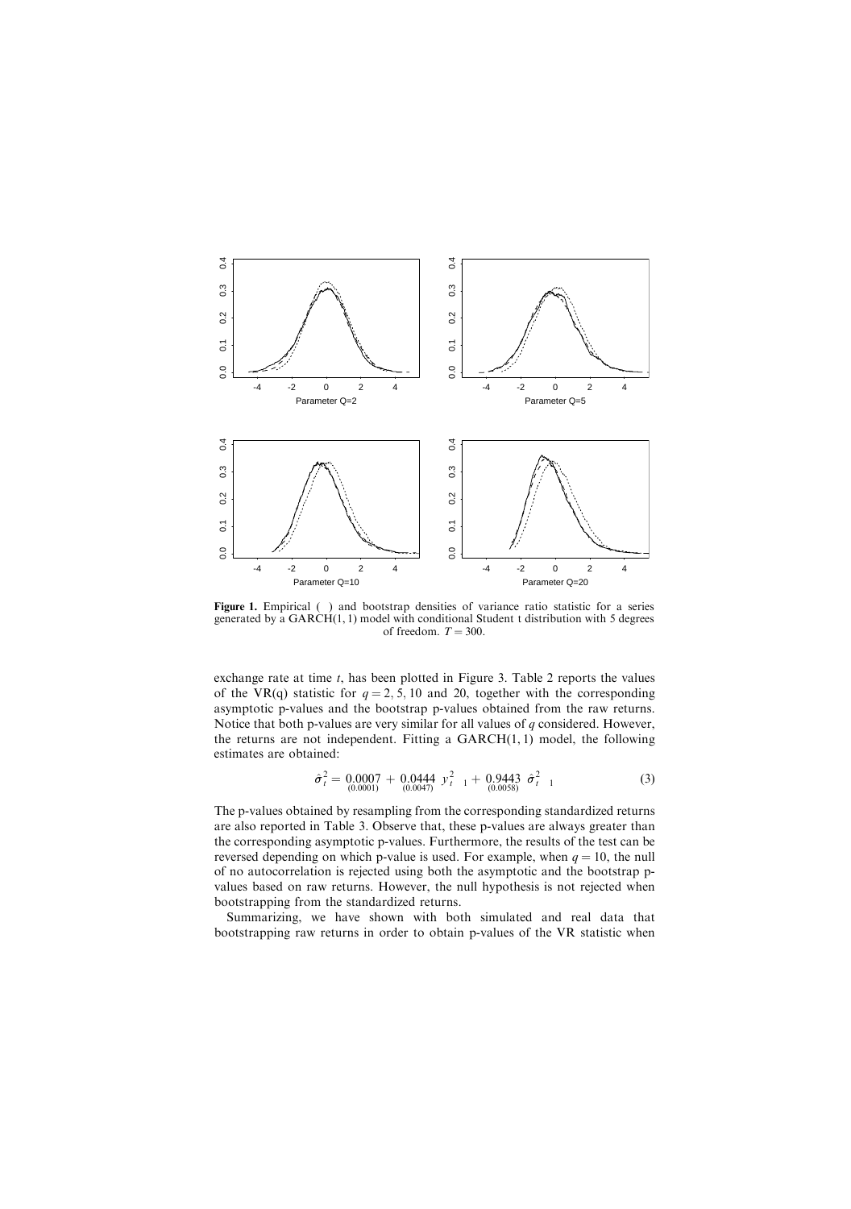**Figure 1.** Empirical ( ) and bootstrap densities of variance ratio statistic for a series generated by a GARCH(1, 1) model with conditional Student t distribution with 5 degrees of freedom. $T = 300$.

exchange rate at time $t$, has been plotted in Figure 3. Table 2 reports the values of the VR(q) statistic for $q = 2, 5, 10$ and 20, together with the corresponding asymptotic p-values and the bootstrap p-values obtained from the raw returns. Notice that both p-values are very similar for all values of $q$ considered. However, the returns are not independent. Fitting a GARCH(1, 1) model, the following estimates are obtained:

$$\hat{\sigma}_t^2 = \underset{(0.0001)}{0.0007} + \underset{(0.0047)}{0.0444}\, y_{t-1}^2 + \underset{(0.0058)}{0.9443}\, \hat{\sigma}_{t-1}^2 \tag{3}$$

The p-values obtained by resampling from the corresponding standardized returns are also reported in Table 3. Observe that, these p-values are always greater than the corresponding asymptotic p-values. Furthermore, the results of the test can be reversed depending on which p-value is used. For example, when $q = 10$, the null of no autocorrelation is rejected using both the asymptotic and the bootstrap p-values based on raw returns. However, the null hypothesis is not rejected when bootstrapping from the standardized returns.

Summarizing, we have shown with both simulated and real data that bootstrapping raw returns in order to obtain p-values of the VR statistic when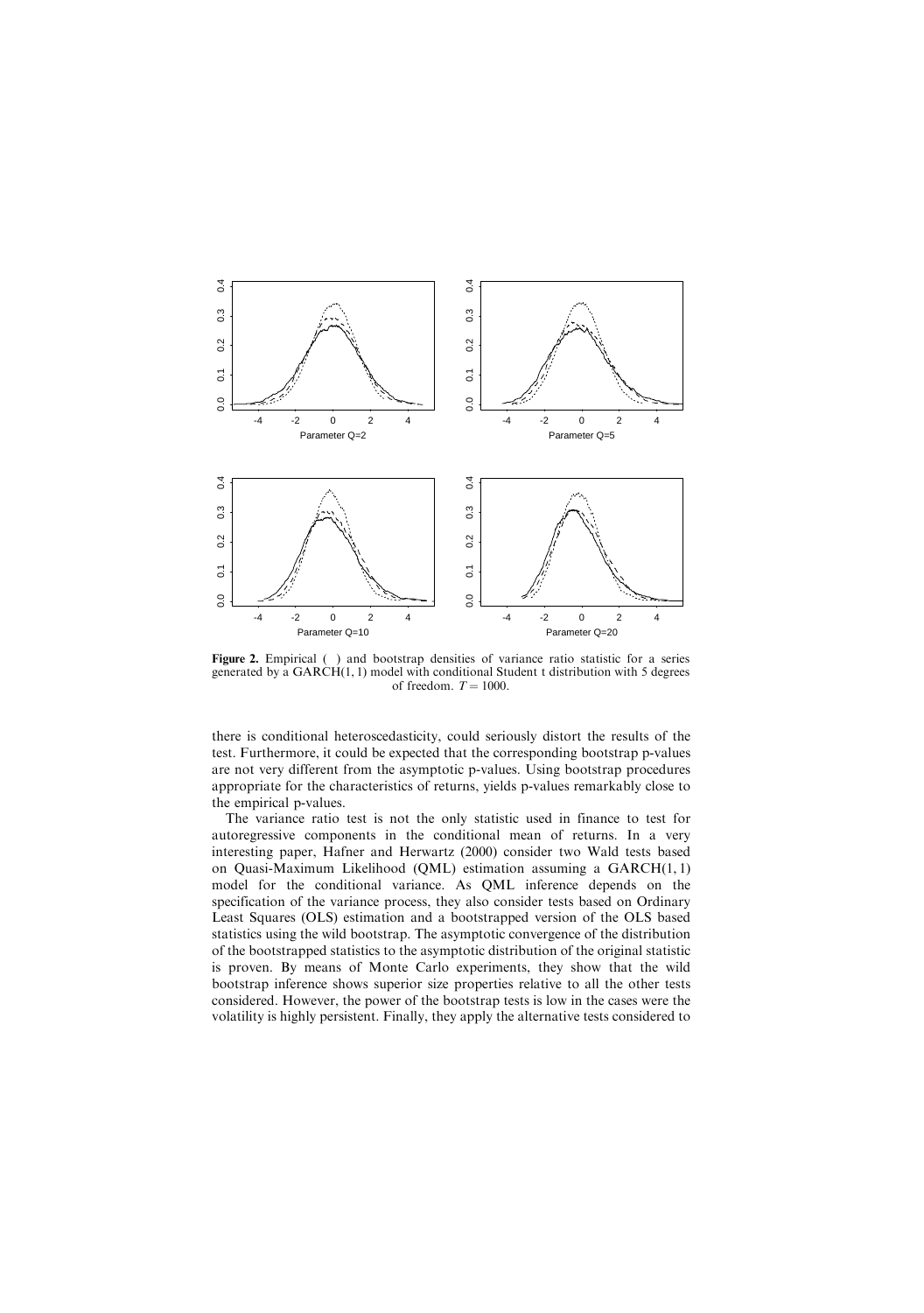Figure 2. Empirical ( ) and bootstrap densities of variance ratio statistic for a series generated by a GARCH(1, 1) model with conditional Student t distribution with 5 degrees of freedom. $T = 1000$.

there is conditional heteroscedasticity, could seriously distort the results of the test. Furthermore, it could be expected that the corresponding bootstrap p-values are not very different from the asymptotic p-values. Using bootstrap procedures appropriate for the characteristics of returns, yields p-values remarkably close to the empirical p-values.

The variance ratio test is not the only statistic used in finance to test for autoregressive components in the conditional mean of returns. In a very interesting paper, Hafner and Herwartz (2000) consider two Wald tests based on Quasi-Maximum Likelihood (QML) estimation assuming a GARCH(1, 1) model for the conditional variance. As QML inference depends on the specification of the variance process, they also consider tests based on Ordinary Least Squares (OLS) estimation and a bootstrapped version of the OLS based statistics using the wild bootstrap. The asymptotic convergence of the distribution of the bootstrapped statistics to the asymptotic distribution of the original statistic is proven. By means of Monte Carlo experiments, they show that the wild bootstrap inference shows superior size properties relative to all the other tests considered. However, the power of the bootstrap tests is low in the cases were the volatility is highly persistent. Finally, they apply the alternative tests considered to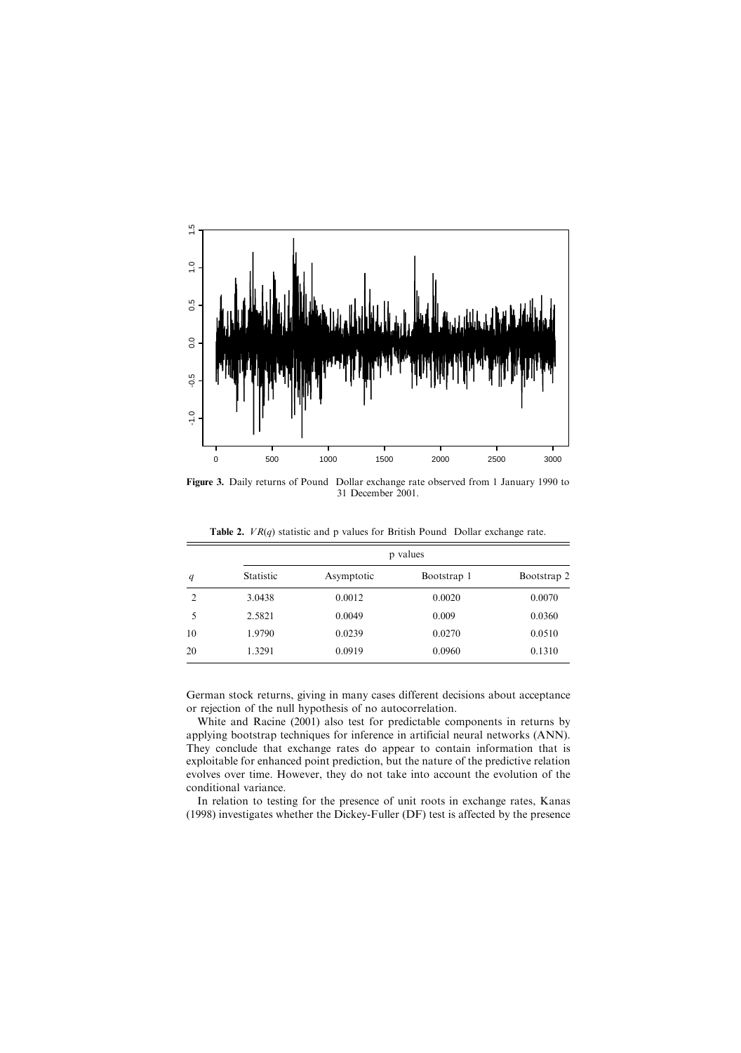**Figure 3.** Daily returns of Pound Dollar exchange rate observed from 1 January 1990 to 31 December 2001.

**Table 2.** $VR(q)$ statistic and p values for British Pound Dollar exchange rate.

| $q$ | Statistic | p values | | |
|---|---|---|---|---|
| | | Asymptotic | Bootstrap 1 | Bootstrap 2 |
| 2 | 3.0438 | 0.0012 | 0.0020 | 0.0070 |
| 5 | 2.5821 | 0.0049 | 0.009 | 0.0360 |
| 10 | 1.9790 | 0.0239 | 0.0270 | 0.0510 |
| 20 | 1.3291 | 0.0919 | 0.0960 | 0.1310 |

German stock returns, giving in many cases different decisions about acceptance or rejection of the null hypothesis of no autocorrelation.

White and Racine (2001) also test for predictable components in returns by applying bootstrap techniques for inference in artificial neural networks (ANN). They conclude that exchange rates do appear to contain information that is exploitable for enhanced point prediction, but the nature of the predictive relation evolves over time. However, they do not take into account the evolution of the conditional variance.

In relation to testing for the presence of unit roots in exchange rates, Kanas (1998) investigates whether the Dickey-Fuller (DF) test is affected by the presence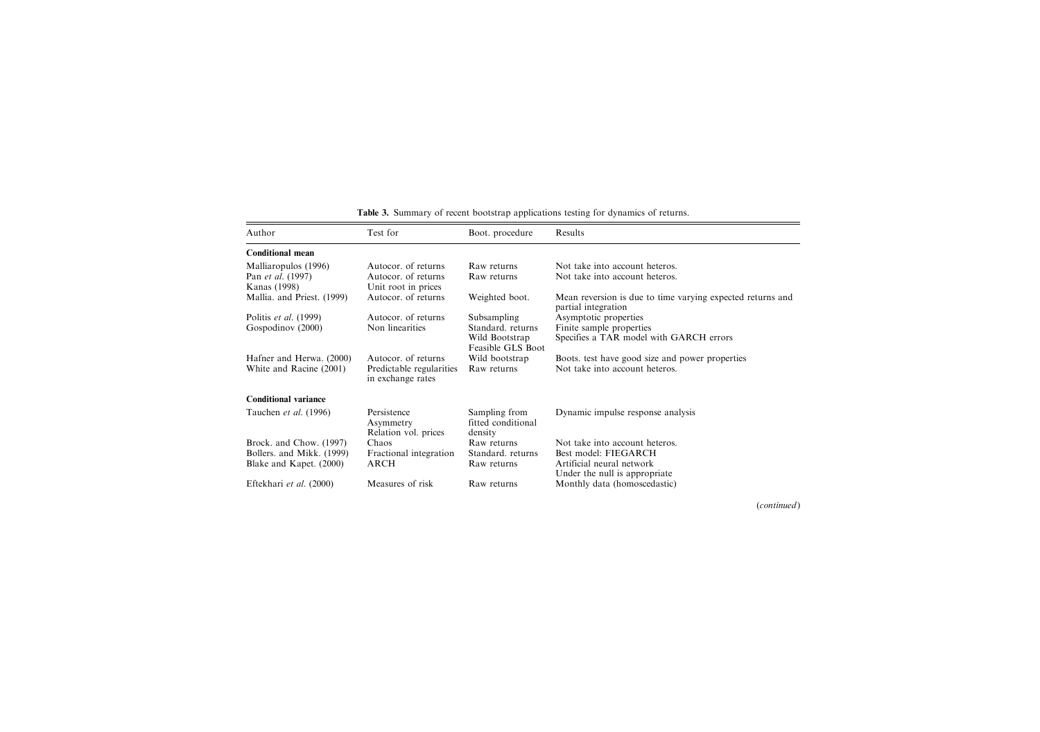**Table 3.** Summary of recent bootstrap applications testing for dynamics of returns.

| Author | Test for | Boot. procedure | Results |
|---|---|---|---|
| **Conditional mean** | | | |
| Malliaropulos (1996) | Autocor. of returns | Raw returns | Not take into account heteros. |
| Pan *et al.* (1997) | Autocor. of returns | Raw returns | Not take into account heteros. |
| Kanas (1998) | Unit root in prices | | |
| Mallia. and Priest. (1999) | Autocor. of returns | Weighted boot. | Mean reversion is due to time varying expected returns and partial integration |
| Politis *et al.* (1999) | Autocor. of returns | Subsampling | Asymptotic properties |
| Gospodinov (2000) | Non linearities | Standard. returns Wild Bootstrap Feasible GLS Boot | Finite sample properties Specifies a TAR model with GARCH errors |
| Hafner and Herwa. (2000) | Autocor. of returns | Wild bootstrap | Boots. test have good size and power properties |
| White and Racine (2001) | Predictable regularities in exchange rates | Raw returns | Not take into account heteros. |
| **Conditional variance** | | | |
| Tauchen *et al.* (1996) | Persistence Asymmetry Relation vol. prices | Sampling from fitted conditional density | Dynamic impulse response analysis |
| Brock. and Chow. (1997) | Chaos | Raw returns | Not take into account heteros. |
| Bollers. and Mikk. (1999) | Fractional integration | Standard. returns | Best model: FIEGARCH |
| Blake and Kapet. (2000) | ARCH | Raw returns | Artificial neural network Under the null is appropriate |
| Eftekhari *et al.* (2000) | Measures of risk | Raw returns | Monthly data (homoscedastic) |

(*continued*)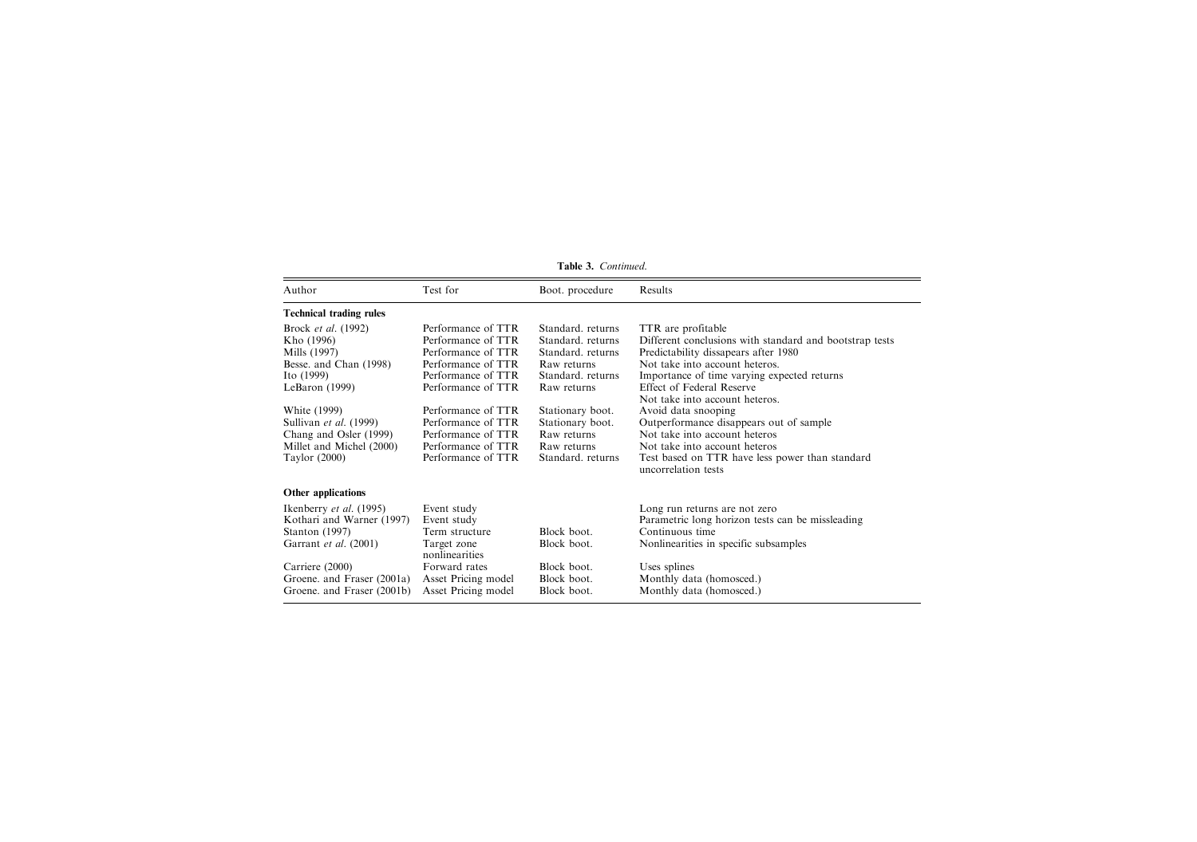**Table 3.** *Continued.*

| Author | Test for | Boot. procedure | Results |
|---|---|---|---|
| **Technical trading rules** | | | |
| Brock *et al*. (1992) | Performance of TTR | Standard. returns | TTR are profitable |
| Kho (1996) | Performance of TTR | Standard. returns | Different conclusions with standard and bootstrap tests |
| Mills (1997) | Performance of TTR | Standard. returns | Predictability dissapears after 1980 |
| Besse. and Chan (1998) | Performance of TTR | Raw returns | Not take into account heteros. |
| Ito (1999) | Performance of TTR | Standard. returns | Importance of time varying expected returns |
| LeBaron (1999) | Performance of TTR | Raw returns | Effect of Federal Reserve<br>Not take into account heteros. |
| White (1999) | Performance of TTR | Stationary boot. | Avoid data snooping |
| Sullivan *et al*. (1999) | Performance of TTR | Stationary boot. | Outperformance disappears out of sample |
| Chang and Osler (1999) | Performance of TTR | Raw returns | Not take into account heteros |
| Millet and Michel (2000) | Performance of TTR | Raw returns | Not take into account heteros |
| Taylor (2000) | Performance of TTR | Standard. returns | Test based on TTR have less power than standard uncorrelation tests |
| **Other applications** | | | |
| Ikenberry *et al*. (1995) | Event study | | Long run returns are not zero |
| Kothari and Warner (1997) | Event study | | Parametric long horizon tests can be missleading |
| Stanton (1997) | Term structure | Block boot. | Continuous time |
| Garrant *et al*. (2001) | Target zone nonlinearities | Block boot. | Nonlinearities in specific subsamples |
| Carriere (2000) | Forward rates | Block boot. | Uses splines |
| Groene. and Fraser (2001a) | Asset Pricing model | Block boot. | Monthly data (homosced.) |
| Groene. and Fraser (2001b) | Asset Pricing model | Block boot. | Monthly data (homosced.) |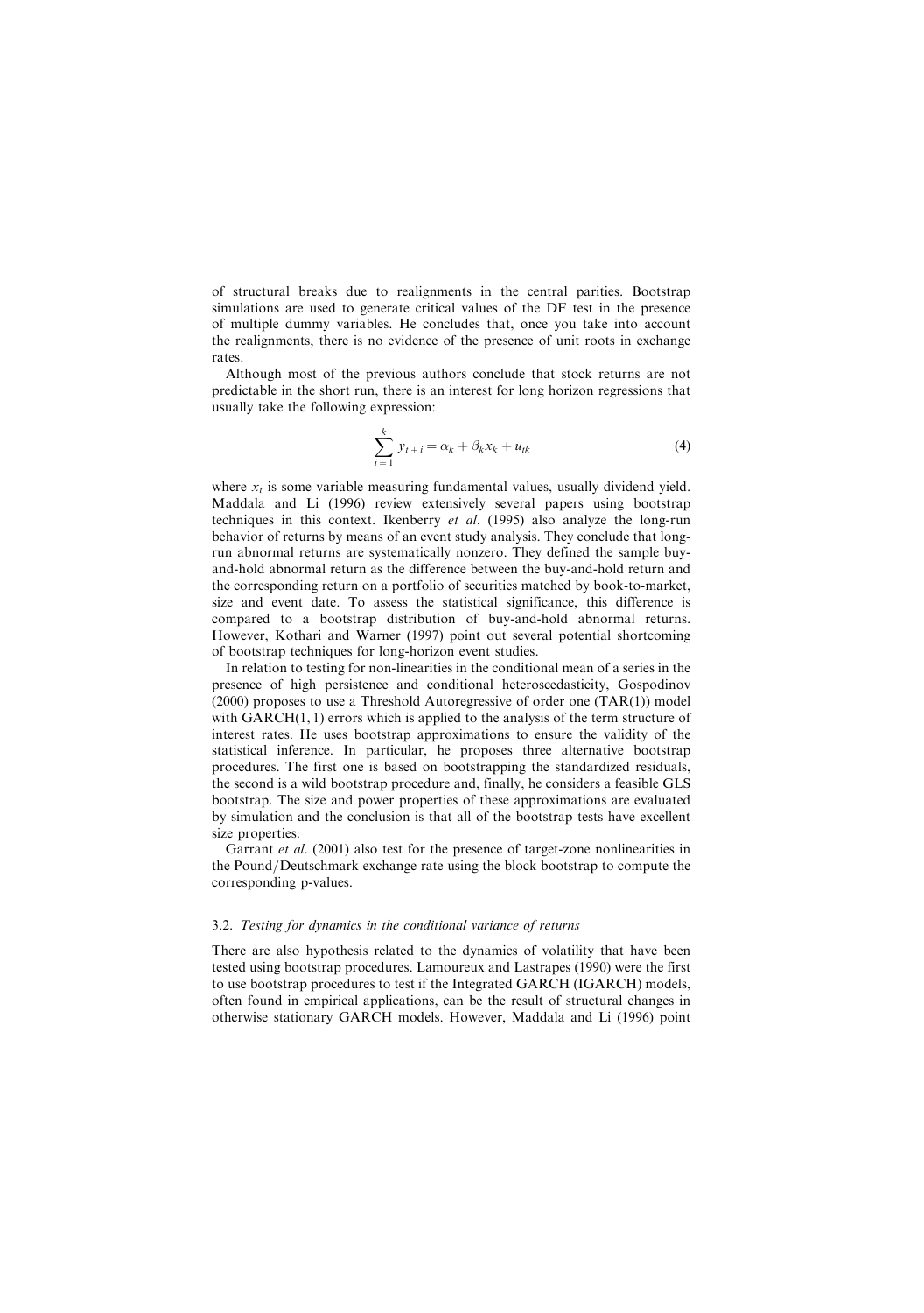of structural breaks due to realignments in the central parities. Bootstrap simulations are used to generate critical values of the DF test in the presence of multiple dummy variables. He concludes that, once you take into account the realignments, there is no evidence of the presence of unit roots in exchange rates.

Although most of the previous authors conclude that stock returns are not predictable in the short run, there is an interest for long horizon regressions that usually take the following expression:

$$\sum_{i=1}^{k} y_{t+i} = \alpha_k + \beta_k x_k + u_{tk} \tag{4}$$

where $x_t$ is some variable measuring fundamental values, usually dividend yield. Maddala and Li (1996) review extensively several papers using bootstrap techniques in this context. Ikenberry *et al*. (1995) also analyze the long-run behavior of returns by means of an event study analysis. They conclude that long-run abnormal returns are systematically nonzero. They defined the sample buy-and-hold abnormal return as the difference between the buy-and-hold return and the corresponding return on a portfolio of securities matched by book-to-market, size and event date. To assess the statistical significance, this difference is compared to a bootstrap distribution of buy-and-hold abnormal returns. However, Kothari and Warner (1997) point out several potential shortcoming of bootstrap techniques for long-horizon event studies.

In relation to testing for non-linearities in the conditional mean of a series in the presence of high persistence and conditional heteroscedasticity, Gospodinov (2000) proposes to use a Threshold Autoregressive of order one (TAR(1)) model with GARCH(1, 1) errors which is applied to the analysis of the term structure of interest rates. He uses bootstrap approximations to ensure the validity of the statistical inference. In particular, he proposes three alternative bootstrap procedures. The first one is based on bootstrapping the standardized residuals, the second is a wild bootstrap procedure and, finally, he considers a feasible GLS bootstrap. The size and power properties of these approximations are evaluated by simulation and the conclusion is that all of the bootstrap tests have excellent size properties.

Garrant *et al*. (2001) also test for the presence of target-zone nonlinearities in the Pound/Deutschmark exchange rate using the block bootstrap to compute the corresponding p-values.

### 3.2. *Testing for dynamics in the conditional variance of returns*

There are also hypothesis related to the dynamics of volatility that have been tested using bootstrap procedures. Lamoureux and Lastrapes (1990) were the first to use bootstrap procedures to test if the Integrated GARCH (IGARCH) models, often found in empirical applications, can be the result of structural changes in otherwise stationary GARCH models. However, Maddala and Li (1996) point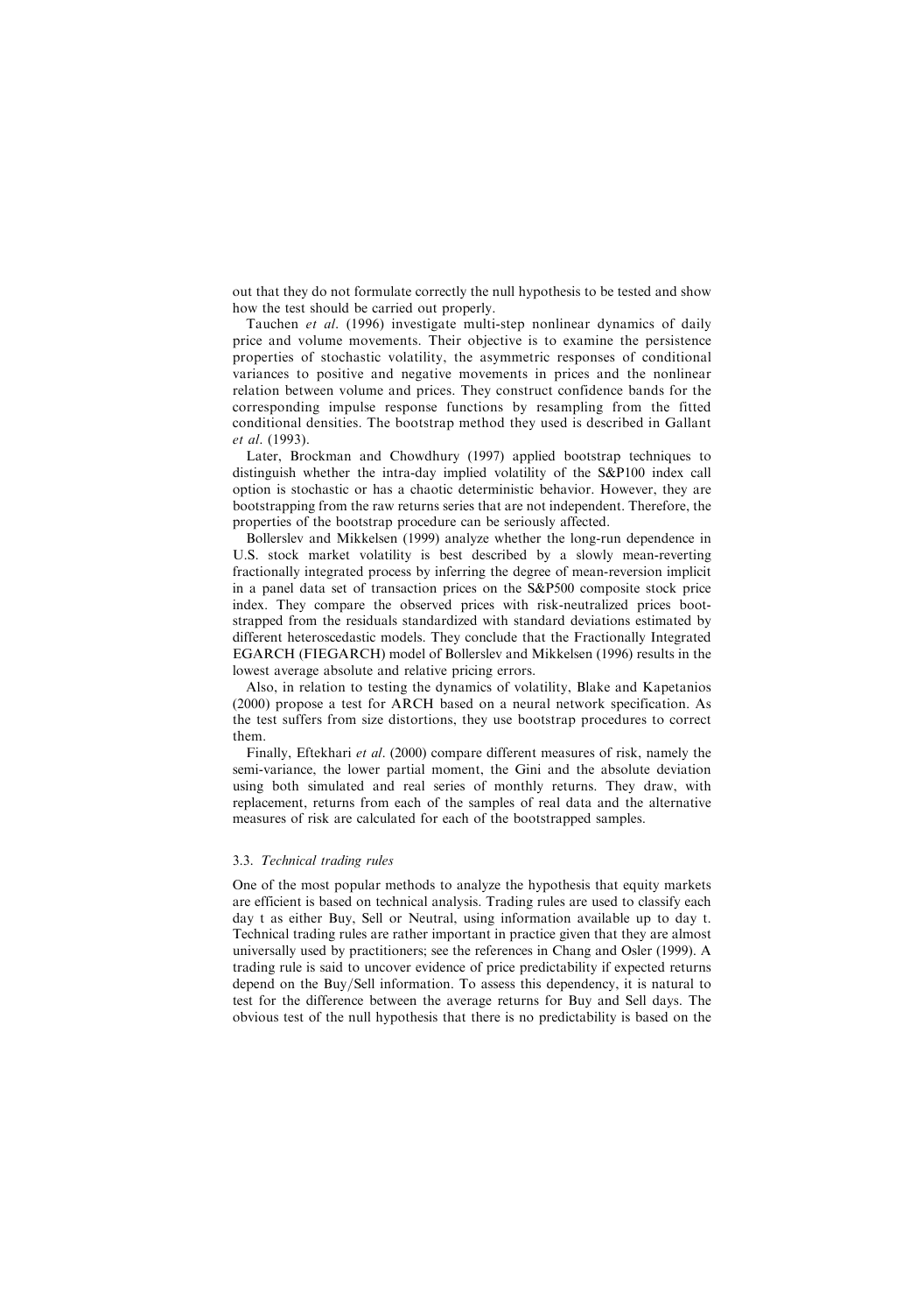out that they do not formulate correctly the null hypothesis to be tested and show how the test should be carried out properly.

Tauchen *et al*. (1996) investigate multi-step nonlinear dynamics of daily price and volume movements. Their objective is to examine the persistence properties of stochastic volatility, the asymmetric responses of conditional variances to positive and negative movements in prices and the nonlinear relation between volume and prices. They construct confidence bands for the corresponding impulse response functions by resampling from the fitted conditional densities. The bootstrap method they used is described in Gallant *et al*. (1993).

Later, Brockman and Chowdhury (1997) applied bootstrap techniques to distinguish whether the intra-day implied volatility of the S&P100 index call option is stochastic or has a chaotic deterministic behavior. However, they are bootstrapping from the raw returns series that are not independent. Therefore, the properties of the bootstrap procedure can be seriously affected.

Bollerslev and Mikkelsen (1999) analyze whether the long-run dependence in U.S. stock market volatility is best described by a slowly mean-reverting fractionally integrated process by inferring the degree of mean-reversion implicit in a panel data set of transaction prices on the S&P500 composite stock price index. They compare the observed prices with risk-neutralized prices bootstrapped from the residuals standardized with standard deviations estimated by different heteroscedastic models. They conclude that the Fractionally Integrated EGARCH (FIEGARCH) model of Bollerslev and Mikkelsen (1996) results in the lowest average absolute and relative pricing errors.

Also, in relation to testing the dynamics of volatility, Blake and Kapetanios (2000) propose a test for ARCH based on a neural network specification. As the test suffers from size distortions, they use bootstrap procedures to correct them.

Finally, Eftekhari *et al*. (2000) compare different measures of risk, namely the semi-variance, the lower partial moment, the Gini and the absolute deviation using both simulated and real series of monthly returns. They draw, with replacement, returns from each of the samples of real data and the alternative measures of risk are calculated for each of the bootstrapped samples.

### 3.3. *Technical trading rules*

One of the most popular methods to analyze the hypothesis that equity markets are efficient is based on technical analysis. Trading rules are used to classify each day t as either Buy, Sell or Neutral, using information available up to day t. Technical trading rules are rather important in practice given that they are almost universally used by practitioners; see the references in Chang and Osler (1999). A trading rule is said to uncover evidence of price predictability if expected returns depend on the Buy/Sell information. To assess this dependency, it is natural to test for the difference between the average returns for Buy and Sell days. The obvious test of the null hypothesis that there is no predictability is based on the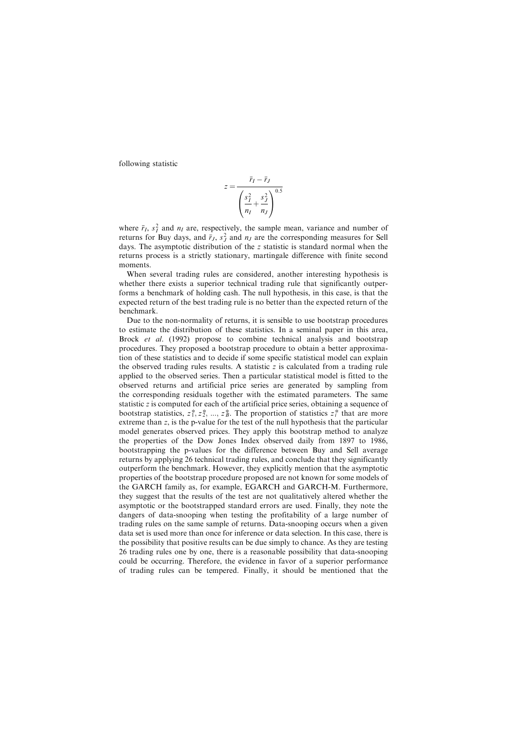following statistic

$$z = \frac{\bar{r}_I - \bar{r}_J}{\left(\dfrac{s_I^2}{n_I} + \dfrac{s_J^2}{n_J}\right)^{0.5}}$$

where $\bar{r}_I$, $s_I^2$ and $n_I$ are, respectively, the sample mean, variance and number of returns for Buy days, and $\bar{r}_J$, $s_J^2$ and $n_J$ are the corresponding measures for Sell days. The asymptotic distribution of the $z$ statistic is standard normal when the returns process is a strictly stationary, martingale difference with finite second moments.

When several trading rules are considered, another interesting hypothesis is whether there exists a superior technical trading rule that significantly outperforms a benchmark of holding cash. The null hypothesis, in this case, is that the expected return of the best trading rule is no better than the expected return of the benchmark.

Due to the non-normality of returns, it is sensible to use bootstrap procedures to estimate the distribution of these statistics. In a seminal paper in this area, Brock *et al.* (1992) propose to combine technical analysis and bootstrap procedures. They proposed a bootstrap procedure to obtain a better approximation of these statistics and to decide if some specific statistical model can explain the observed trading rules results. A statistic $z$ is calculated from a trading rule applied to the observed series. Then a particular statistical model is fitted to the observed returns and artificial price series are generated by sampling from the corresponding residuals together with the estimated parameters. The same statistic $z$ is computed for each of the artificial price series, obtaining a sequence of bootstrap statistics, $z_1^*, z_2^*, \ldots, z_B^*$. The proportion of statistics $z_i^*$ that are more extreme than $z$, is the p-value for the test of the null hypothesis that the particular model generates observed prices. They apply this bootstrap method to analyze the properties of the Dow Jones Index observed daily from 1897 to 1986, bootstrapping the p-values for the difference between Buy and Sell average returns by applying 26 technical trading rules, and conclude that they significantly outperform the benchmark. However, they explicitly mention that the asymptotic properties of the bootstrap procedure proposed are not known for some models of the GARCH family as, for example, EGARCH and GARCH-M. Furthermore, they suggest that the results of the test are not qualitatively altered whether the asymptotic or the bootstrapped standard errors are used. Finally, they note the dangers of data-snooping when testing the profitability of a large number of trading rules on the same sample of returns. Data-snooping occurs when a given data set is used more than once for inference or data selection. In this case, there is the possibility that positive results can be due simply to chance. As they are testing 26 trading rules one by one, there is a reasonable possibility that data-snooping could be occurring. Therefore, the evidence in favor of a superior performance of trading rules can be tempered. Finally, it should be mentioned that the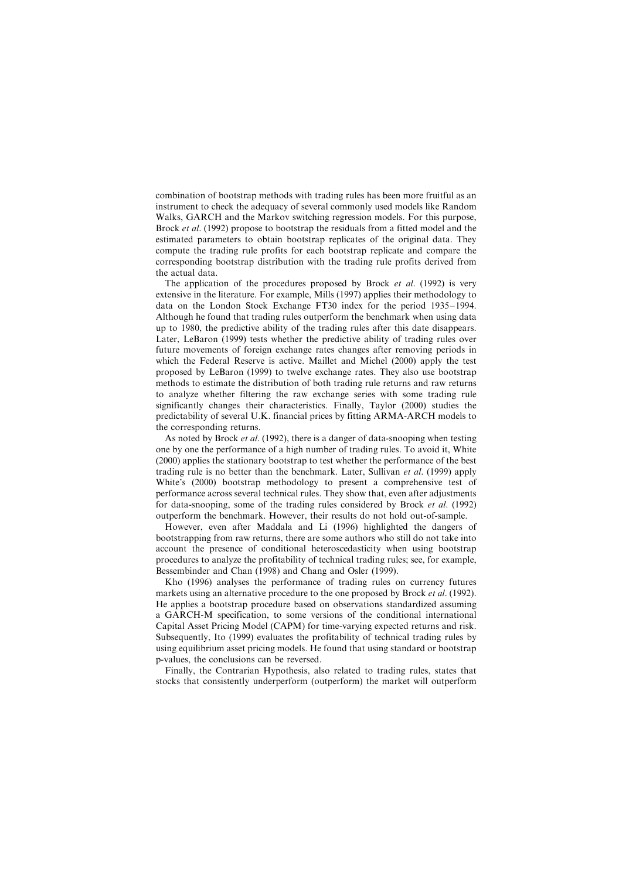combination of bootstrap methods with trading rules has been more fruitful as an instrument to check the adequacy of several commonly used models like Random Walks, GARCH and the Markov switching regression models. For this purpose, Brock *et al.* (1992) propose to bootstrap the residuals from a fitted model and the estimated parameters to obtain bootstrap replicates of the original data. They compute the trading rule profits for each bootstrap replicate and compare the corresponding bootstrap distribution with the trading rule profits derived from the actual data.

The application of the procedures proposed by Brock *et al.* (1992) is very extensive in the literature. For example, Mills (1997) applies their methodology to data on the London Stock Exchange FT30 index for the period 1935–1994. Although he found that trading rules outperform the benchmark when using data up to 1980, the predictive ability of the trading rules after this date disappears. Later, LeBaron (1999) tests whether the predictive ability of trading rules over future movements of foreign exchange rates changes after removing periods in which the Federal Reserve is active. Maillet and Michel (2000) apply the test proposed by LeBaron (1999) to twelve exchange rates. They also use bootstrap methods to estimate the distribution of both trading rule returns and raw returns to analyze whether filtering the raw exchange series with some trading rule significantly changes their characteristics. Finally, Taylor (2000) studies the predictability of several U.K. financial prices by fitting ARMA-ARCH models to the corresponding returns.

As noted by Brock *et al.* (1992), there is a danger of data-snooping when testing one by one the performance of a high number of trading rules. To avoid it, White (2000) applies the stationary bootstrap to test whether the performance of the best trading rule is no better than the benchmark. Later, Sullivan *et al.* (1999) apply White's (2000) bootstrap methodology to present a comprehensive test of performance across several technical rules. They show that, even after adjustments for data-snooping, some of the trading rules considered by Brock *et al.* (1992) outperform the benchmark. However, their results do not hold out-of-sample.

However, even after Maddala and Li (1996) highlighted the dangers of bootstrapping from raw returns, there are some authors who still do not take into account the presence of conditional heteroscedasticity when using bootstrap procedures to analyze the profitability of technical trading rules; see, for example, Bessembinder and Chan (1998) and Chang and Osler (1999).

Kho (1996) analyses the performance of trading rules on currency futures markets using an alternative procedure to the one proposed by Brock *et al.* (1992). He applies a bootstrap procedure based on observations standardized assuming a GARCH-M specification, to some versions of the conditional international Capital Asset Pricing Model (CAPM) for time-varying expected returns and risk. Subsequently, Ito (1999) evaluates the profitability of technical trading rules by using equilibrium asset pricing models. He found that using standard or bootstrap p-values, the conclusions can be reversed.

Finally, the Contrarian Hypothesis, also related to trading rules, states that stocks that consistently underperform (outperform) the market will outperform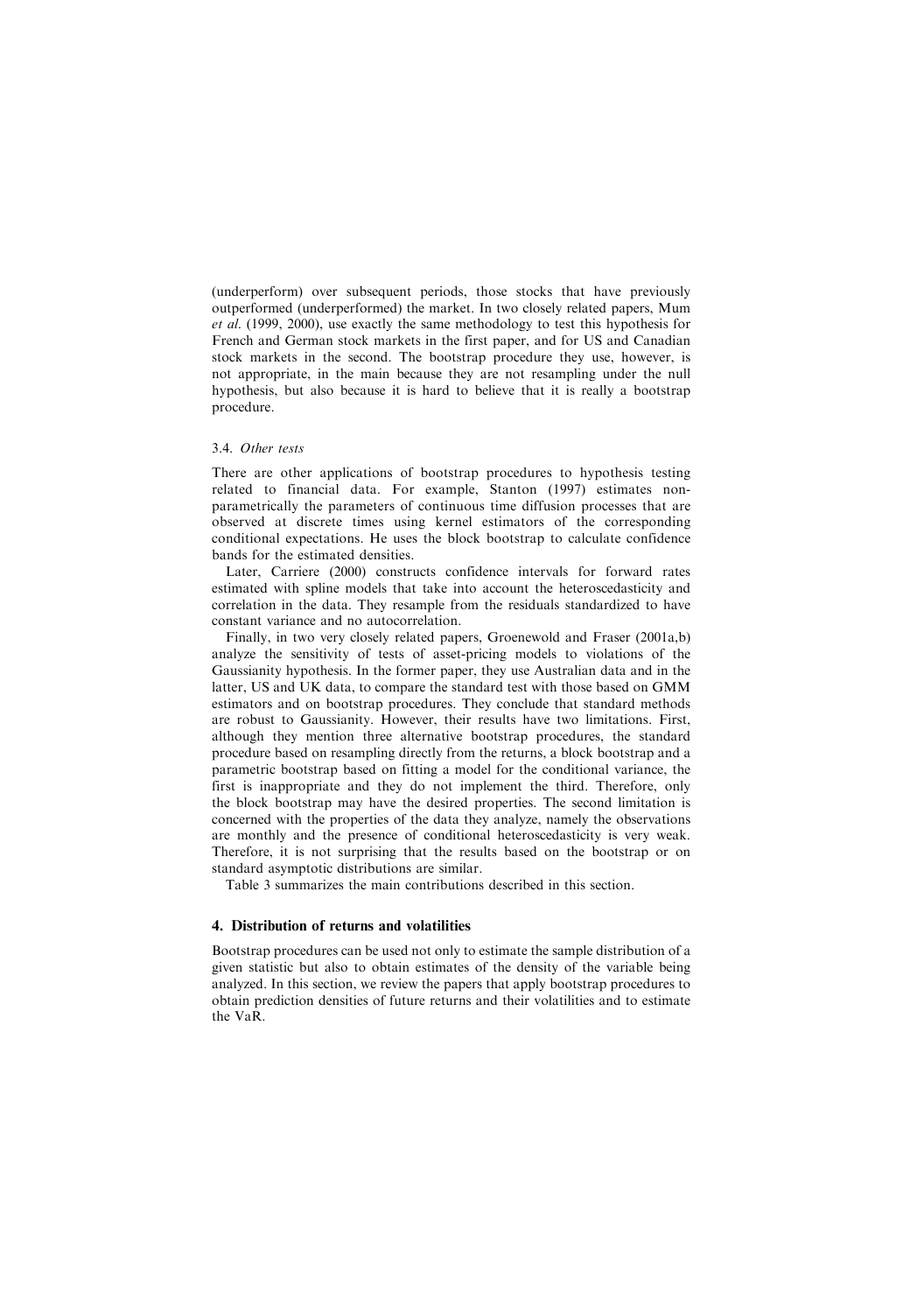(underperform) over subsequent periods, those stocks that have previously outperformed (underperformed) the market. In two closely related papers, Mum *et al.* (1999, 2000), use exactly the same methodology to test this hypothesis for French and German stock markets in the first paper, and for US and Canadian stock markets in the second. The bootstrap procedure they use, however, is not appropriate, in the main because they are not resampling under the null hypothesis, but also because it is hard to believe that it is really a bootstrap procedure.

### 3.4. *Other tests*

There are other applications of bootstrap procedures to hypothesis testing related to financial data. For example, Stanton (1997) estimates non-parametrically the parameters of continuous time diffusion processes that are observed at discrete times using kernel estimators of the corresponding conditional expectations. He uses the block bootstrap to calculate confidence bands for the estimated densities.

Later, Carriere (2000) constructs confidence intervals for forward rates estimated with spline models that take into account the heteroscedasticity and correlation in the data. They resample from the residuals standardized to have constant variance and no autocorrelation.

Finally, in two very closely related papers, Groenewold and Fraser (2001a,b) analyze the sensitivity of tests of asset-pricing models to violations of the Gaussianity hypothesis. In the former paper, they use Australian data and in the latter, US and UK data, to compare the standard test with those based on GMM estimators and on bootstrap procedures. They conclude that standard methods are robust to Gaussianity. However, their results have two limitations. First, although they mention three alternative bootstrap procedures, the standard procedure based on resampling directly from the returns, a block bootstrap and a parametric bootstrap based on fitting a model for the conditional variance, the first is inappropriate and they do not implement the third. Therefore, only the block bootstrap may have the desired properties. The second limitation is concerned with the properties of the data they analyze, namely the observations are monthly and the presence of conditional heteroscedasticity is very weak. Therefore, it is not surprising that the results based on the bootstrap or on standard asymptotic distributions are similar.

Table 3 summarizes the main contributions described in this section.

## 4. Distribution of returns and volatilities

Bootstrap procedures can be used not only to estimate the sample distribution of a given statistic but also to obtain estimates of the density of the variable being analyzed. In this section, we review the papers that apply bootstrap procedures to obtain prediction densities of future returns and their volatilities and to estimate the VaR.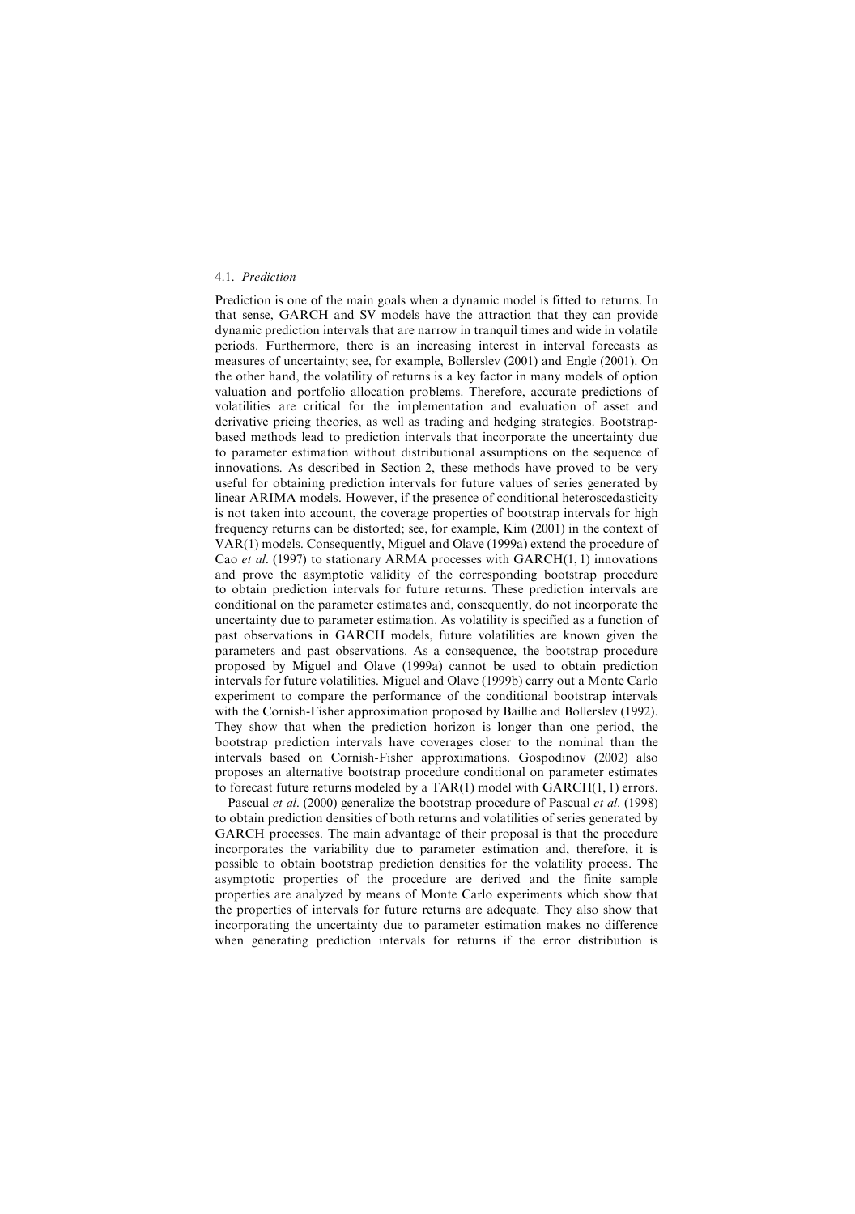### 4.1. *Prediction*

Prediction is one of the main goals when a dynamic model is fitted to returns. In that sense, GARCH and SV models have the attraction that they can provide dynamic prediction intervals that are narrow in tranquil times and wide in volatile periods. Furthermore, there is an increasing interest in interval forecasts as measures of uncertainty; see, for example, Bollerslev (2001) and Engle (2001). On the other hand, the volatility of returns is a key factor in many models of option valuation and portfolio allocation problems. Therefore, accurate predictions of volatilities are critical for the implementation and evaluation of asset and derivative pricing theories, as well as trading and hedging strategies. Bootstrap-based methods lead to prediction intervals that incorporate the uncertainty due to parameter estimation without distributional assumptions on the sequence of innovations. As described in Section 2, these methods have proved to be very useful for obtaining prediction intervals for future values of series generated by linear ARIMA models. However, if the presence of conditional heteroscedasticity is not taken into account, the coverage properties of bootstrap intervals for high frequency returns can be distorted; see, for example, Kim (2001) in the context of VAR(1) models. Consequently, Miguel and Olave (1999a) extend the procedure of Cao *et al*. (1997) to stationary ARMA processes with GARCH(1, 1) innovations and prove the asymptotic validity of the corresponding bootstrap procedure to obtain prediction intervals for future returns. These prediction intervals are conditional on the parameter estimates and, consequently, do not incorporate the uncertainty due to parameter estimation. As volatility is specified as a function of past observations in GARCH models, future volatilities are known given the parameters and past observations. As a consequence, the bootstrap procedure proposed by Miguel and Olave (1999a) cannot be used to obtain prediction intervals for future volatilities. Miguel and Olave (1999b) carry out a Monte Carlo experiment to compare the performance of the conditional bootstrap intervals with the Cornish-Fisher approximation proposed by Baillie and Bollerslev (1992). They show that when the prediction horizon is longer than one period, the bootstrap prediction intervals have coverages closer to the nominal than the intervals based on Cornish-Fisher approximations. Gospodinov (2002) also proposes an alternative bootstrap procedure conditional on parameter estimates to forecast future returns modeled by a TAR(1) model with GARCH(1, 1) errors.

Pascual *et al*. (2000) generalize the bootstrap procedure of Pascual *et al*. (1998) to obtain prediction densities of both returns and volatilities of series generated by GARCH processes. The main advantage of their proposal is that the procedure incorporates the variability due to parameter estimation and, therefore, it is possible to obtain bootstrap prediction densities for the volatility process. The asymptotic properties of the procedure are derived and the finite sample properties are analyzed by means of Monte Carlo experiments which show that the properties of intervals for future returns are adequate. They also show that incorporating the uncertainty due to parameter estimation makes no difference when generating prediction intervals for returns if the error distribution is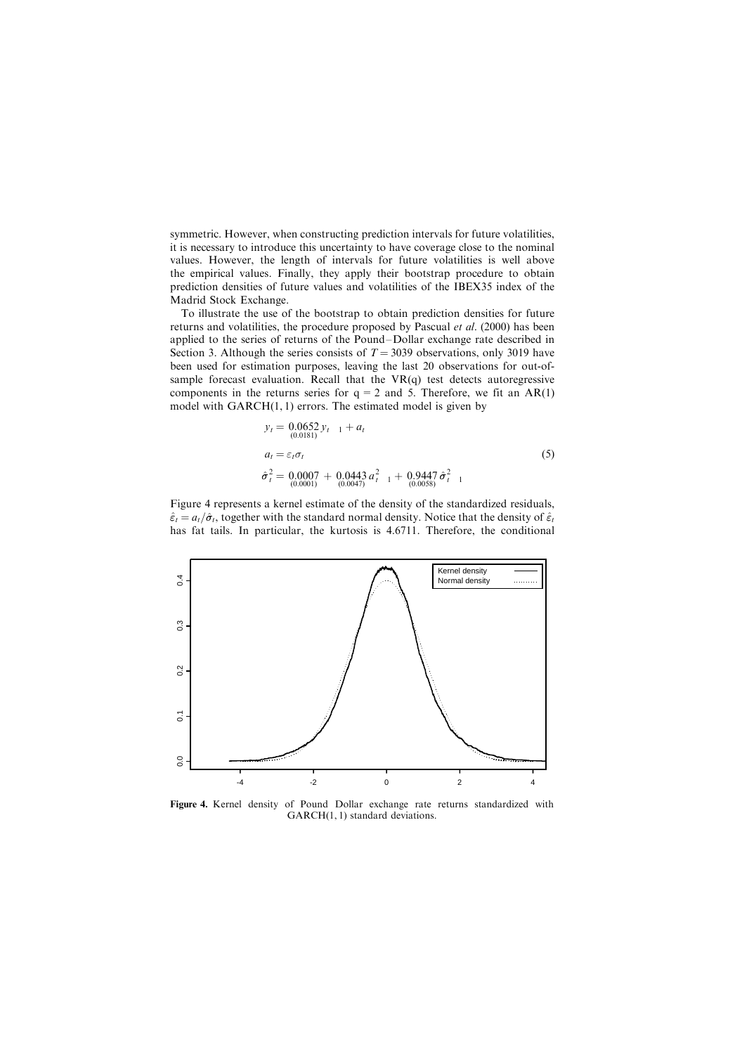symmetric. However, when constructing prediction intervals for future volatilities, it is necessary to introduce this uncertainty to have coverage close to the nominal values. However, the length of intervals for future volatilities is well above the empirical values. Finally, they apply their bootstrap procedure to obtain prediction densities of future values and volatilities of the IBEX35 index of the Madrid Stock Exchange.

To illustrate the use of the bootstrap to obtain prediction densities for future returns and volatilities, the procedure proposed by Pascual *et al.* (2000) has been applied to the series of returns of the Pound–Dollar exchange rate described in Section 3. Although the series consists of $T = 3039$ observations, only 3019 have been used for estimation purposes, leaving the last 20 observations for out-of-sample forecast evaluation. Recall that the VR(q) test detects autoregressive components in the returns series for q = 2 and 5. Therefore, we fit an AR(1) model with GARCH(1, 1) errors. The estimated model is given by

$$
\begin{aligned}
y_t &= \underset{(0.0181)}{0.0652}\, y_{t-1} + a_t \\
a_t &= \varepsilon_t \sigma_t \\
\hat{\sigma}_t^2 &= \underset{(0.0001)}{0.0007} + \underset{(0.0047)}{0.0443}\, a_{t-1}^2 + \underset{(0.0058)}{0.9447}\, \hat{\sigma}_{t-1}^2
\end{aligned}
\tag{5}
$$

Figure 4 represents a kernel estimate of the density of the standardized residuals, $\hat{\varepsilon}_t = a_t/\hat{\sigma}_t$, together with the standard normal density. Notice that the density of $\hat{\varepsilon}_t$ has fat tails. In particular, the kurtosis is 4.6711. Therefore, the conditional

**Figure 4.** Kernel density of Pound Dollar exchange rate returns standardized with GARCH(1, 1) standard deviations.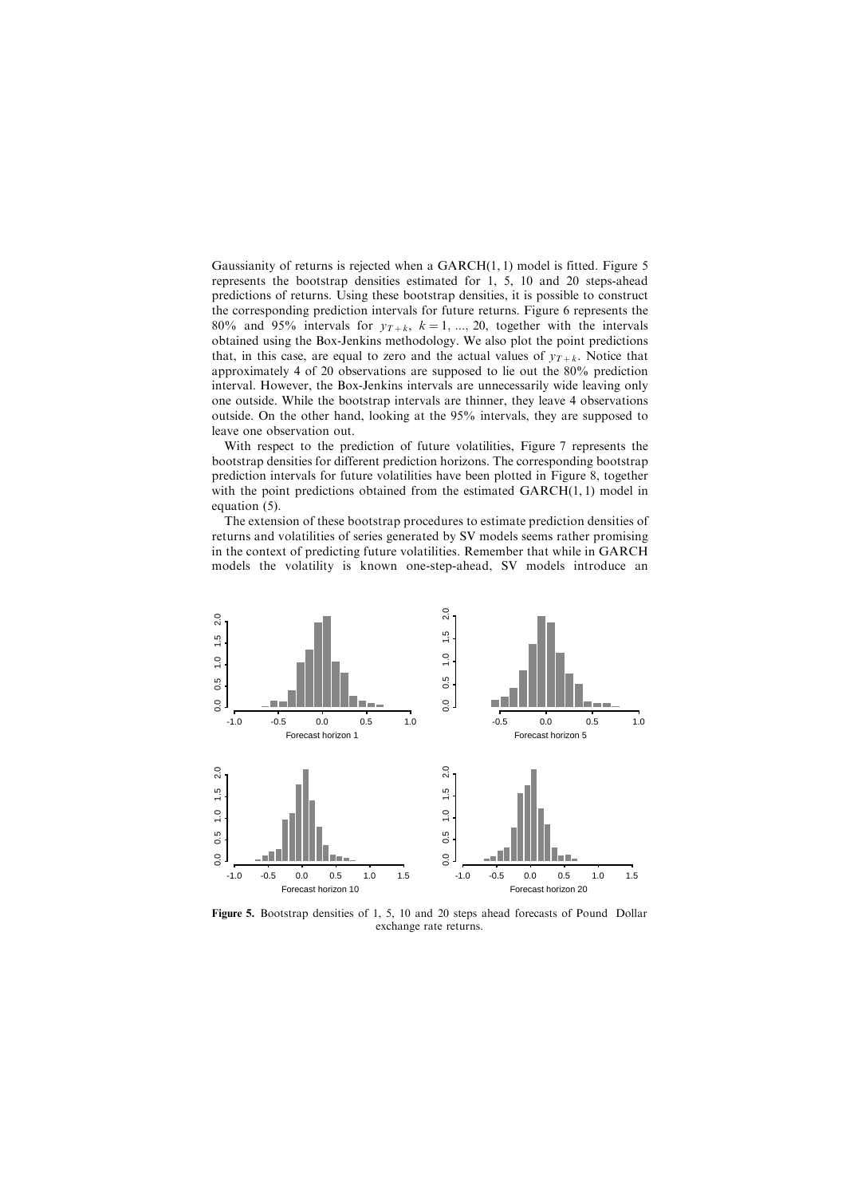Gaussianity of returns is rejected when a GARCH(1, 1) model is fitted. Figure 5 represents the bootstrap densities estimated for 1, 5, 10 and 20 steps-ahead predictions of returns. Using these bootstrap densities, it is possible to construct the corresponding prediction intervals for future returns. Figure 6 represents the 80% and 95% intervals for $y_{T+k}$, $k = 1, \ldots, 20$, together with the intervals obtained using the Box-Jenkins methodology. We also plot the point predictions that, in this case, are equal to zero and the actual values of $y_{T+k}$. Notice that approximately 4 of 20 observations are supposed to lie out the 80% prediction interval. However, the Box-Jenkins intervals are unnecessarily wide leaving only one outside. While the bootstrap intervals are thinner, they leave 4 observations outside. On the other hand, looking at the 95% intervals, they are supposed to leave one observation out.

With respect to the prediction of future volatilities, Figure 7 represents the bootstrap densities for different prediction horizons. The corresponding bootstrap prediction intervals for future volatilities have been plotted in Figure 8, together with the point predictions obtained from the estimated GARCH(1, 1) model in equation (5).

The extension of these bootstrap procedures to estimate prediction densities of returns and volatilities of series generated by SV models seems rather promising in the context of predicting future volatilities. Remember that while in GARCH models the volatility is known one-step-ahead, SV models introduce an

**Figure 5.** Bootstrap densities of 1, 5, 10 and 20 steps ahead forecasts of Pound Dollar exchange rate returns.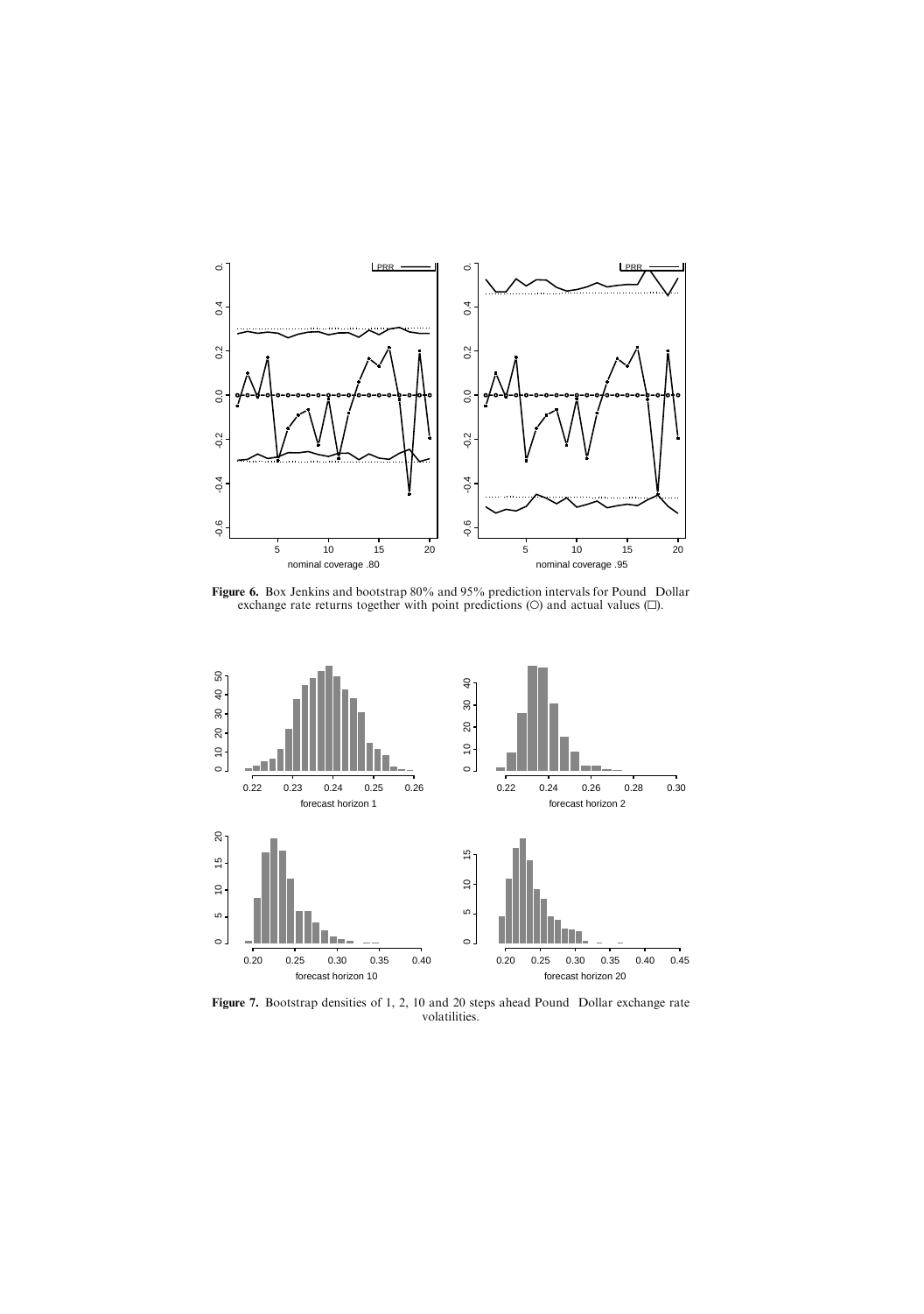**Figure 6.** Box Jenkins and bootstrap 80% and 95% prediction intervals for Pound Dollar exchange rate returns together with point predictions (○) and actual values (□).

**Figure 7.** Bootstrap densities of 1, 2, 10 and 20 steps ahead Pound Dollar exchange rate volatilities.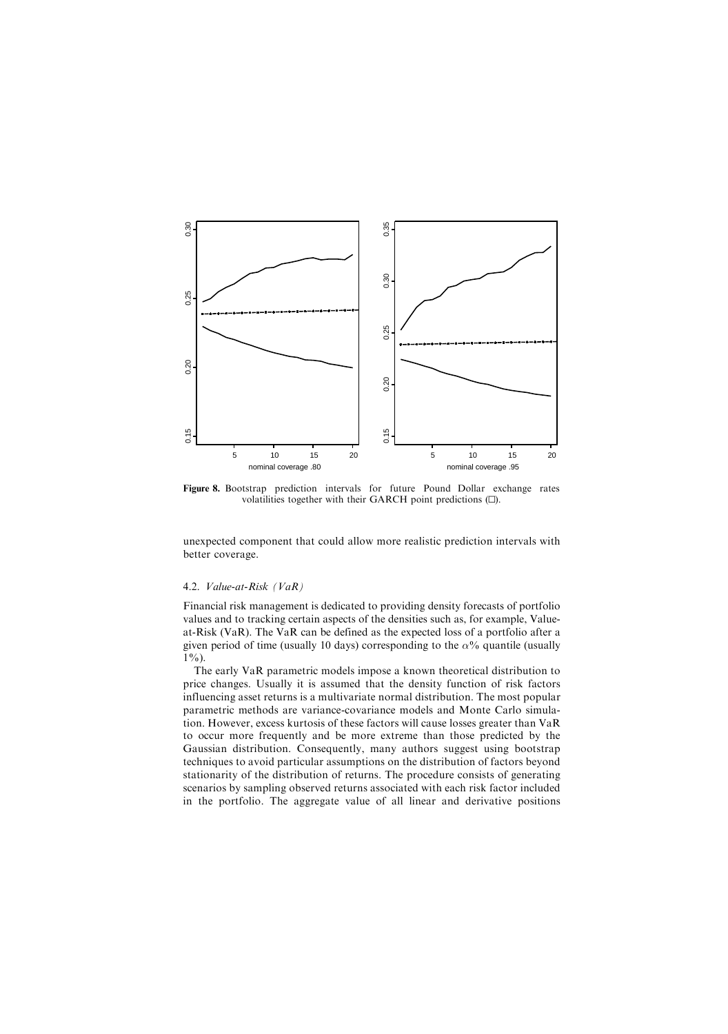**Figure 8.** Bootstrap prediction intervals for future Pound Dollar exchange rates volatilities together with their GARCH point predictions (□).

unexpected component that could allow more realistic prediction intervals with better coverage.

### 4.2. *Value-at-Risk (VaR)*

Financial risk management is dedicated to providing density forecasts of portfolio values and to tracking certain aspects of the densities such as, for example, Value-at-Risk (VaR). The VaR can be defined as the expected loss of a portfolio after a given period of time (usually 10 days) corresponding to the $\alpha$% quantile (usually 1%).

The early VaR parametric models impose a known theoretical distribution to price changes. Usually it is assumed that the density function of risk factors influencing asset returns is a multivariate normal distribution. The most popular parametric methods are variance-covariance models and Monte Carlo simulation. However, excess kurtosis of these factors will cause losses greater than VaR to occur more frequently and be more extreme than those predicted by the Gaussian distribution. Consequently, many authors suggest using bootstrap techniques to avoid particular assumptions on the distribution of factors beyond stationarity of the distribution of returns. The procedure consists of generating scenarios by sampling observed returns associated with each risk factor included in the portfolio. The aggregate value of all linear and derivative positions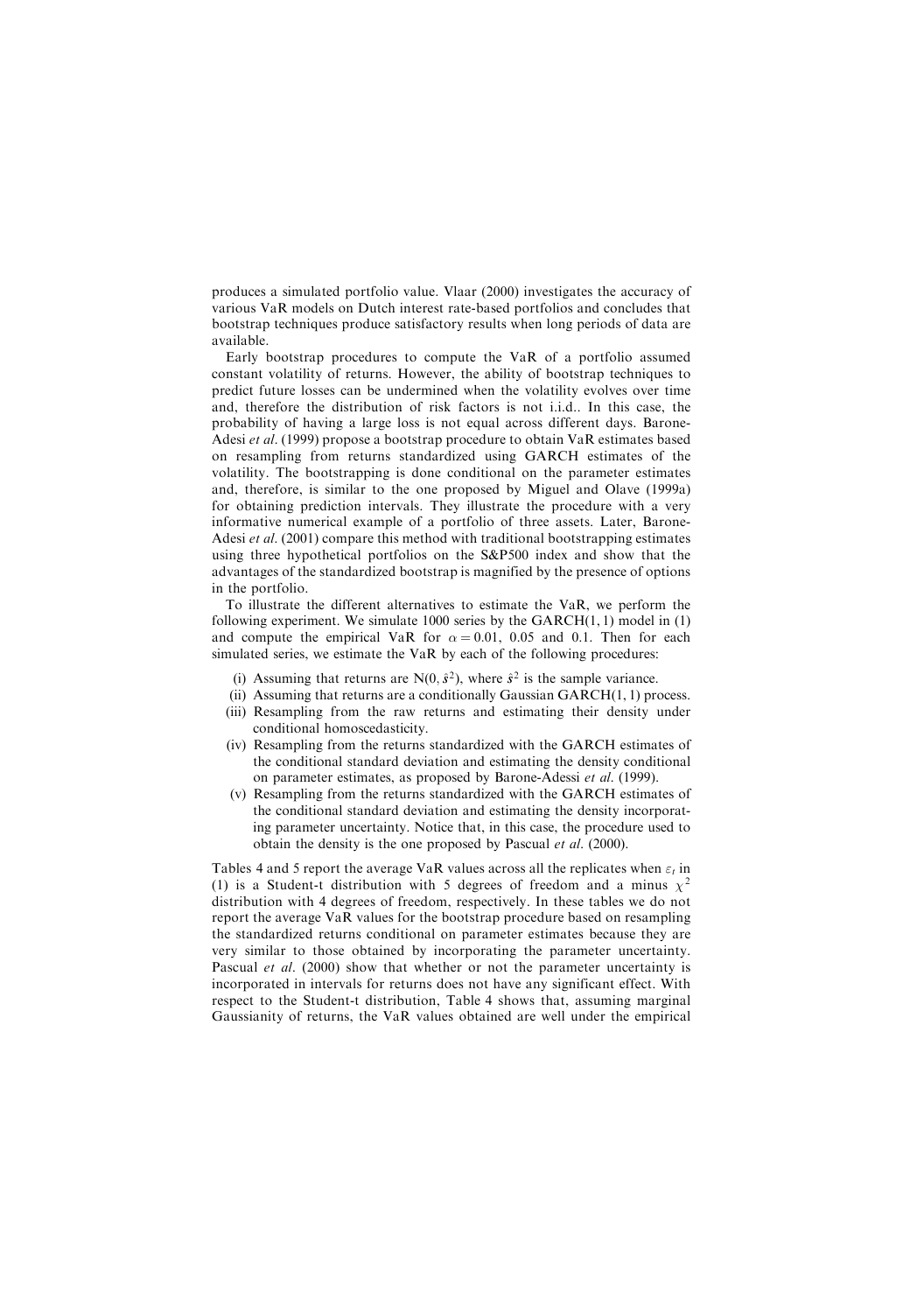produces a simulated portfolio value. Vlaar (2000) investigates the accuracy of various VaR models on Dutch interest rate-based portfolios and concludes that bootstrap techniques produce satisfactory results when long periods of data are available.

Early bootstrap procedures to compute the VaR of a portfolio assumed constant volatility of returns. However, the ability of bootstrap techniques to predict future losses can be undermined when the volatility evolves over time and, therefore the distribution of risk factors is not i.i.d.. In this case, the probability of having a large loss is not equal across different days. Barone-Adesi *et al*. (1999) propose a bootstrap procedure to obtain VaR estimates based on resampling from returns standardized using GARCH estimates of the volatility. The bootstrapping is done conditional on the parameter estimates and, therefore, is similar to the one proposed by Miguel and Olave (1999a) for obtaining prediction intervals. They illustrate the procedure with a very informative numerical example of a portfolio of three assets. Later, Barone-Adesi *et al*. (2001) compare this method with traditional bootstrapping estimates using three hypothetical portfolios on the S&P500 index and show that the advantages of the standardized bootstrap is magnified by the presence of options in the portfolio.

To illustrate the different alternatives to estimate the VaR, we perform the following experiment. We simulate 1000 series by the GARCH(1, 1) model in (1) and compute the empirical VaR for $\alpha = 0.01$, 0.05 and 0.1. Then for each simulated series, we estimate the VaR by each of the following procedures:

(i) Assuming that returns are $N(0, \hat{s}^2)$, where $\hat{s}^2$ is the sample variance.
(ii) Assuming that returns are a conditionally Gaussian GARCH(1, 1) process.
(iii) Resampling from the raw returns and estimating their density under conditional homoscedasticity.
(iv) Resampling from the returns standardized with the GARCH estimates of the conditional standard deviation and estimating the density conditional on parameter estimates, as proposed by Barone-Adessi *et al*. (1999).
(v) Resampling from the returns standardized with the GARCH estimates of the conditional standard deviation and estimating the density incorporating parameter uncertainty. Notice that, in this case, the procedure used to obtain the density is the one proposed by Pascual *et al*. (2000).

Tables 4 and 5 report the average VaR values across all the replicates when $\varepsilon_t$ in (1) is a Student-t distribution with 5 degrees of freedom and a minus $\chi^2$ distribution with 4 degrees of freedom, respectively. In these tables we do not report the average VaR values for the bootstrap procedure based on resampling the standardized returns conditional on parameter estimates because they are very similar to those obtained by incorporating the parameter uncertainty. Pascual *et al*. (2000) show that whether or not the parameter uncertainty is incorporated in intervals for returns does not have any significant effect. With respect to the Student-t distribution, Table 4 shows that, assuming marginal Gaussianity of returns, the VaR values obtained are well under the empirical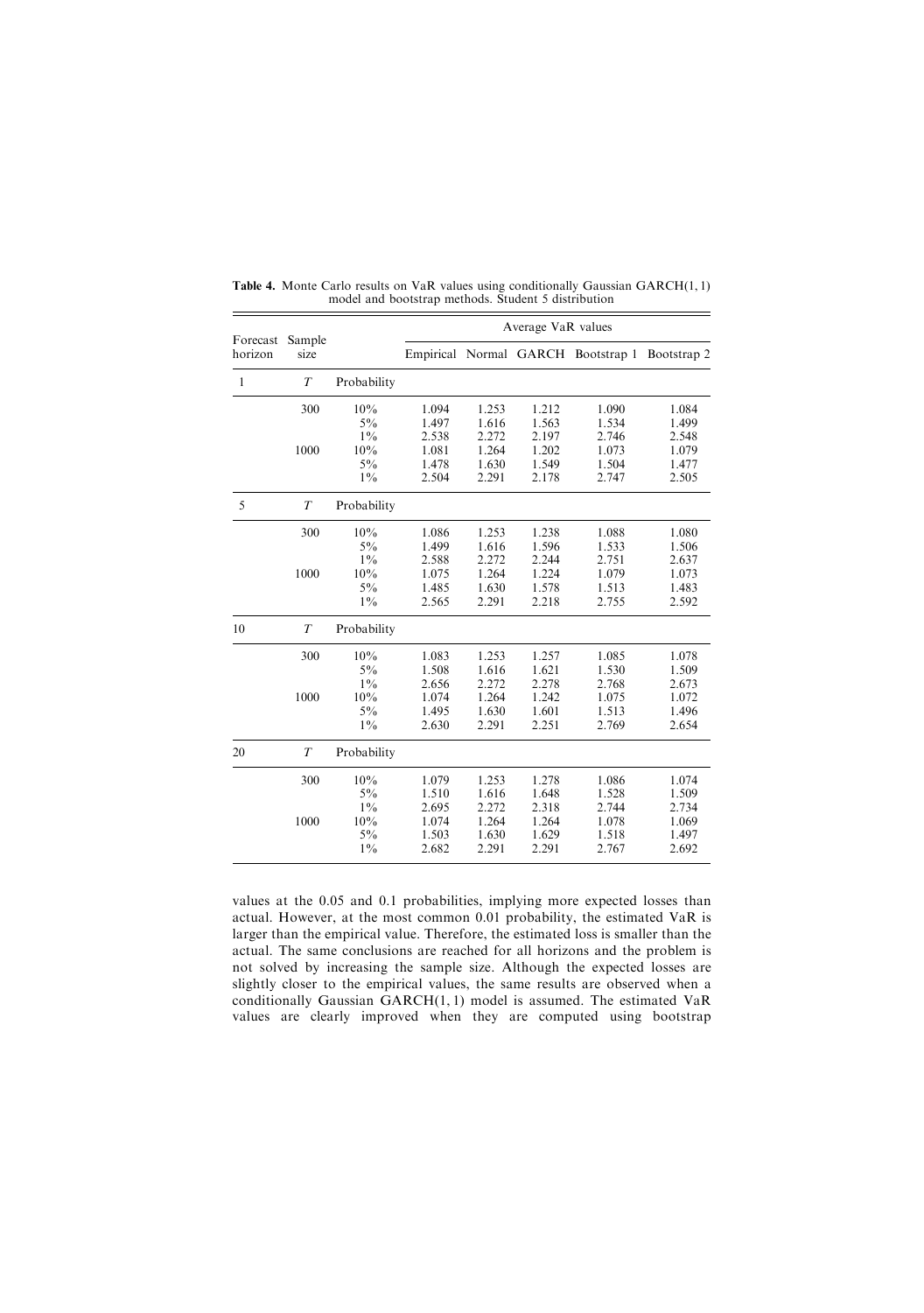**Table 4.** Monte Carlo results on VaR values using conditionally Gaussian GARCH(1, 1) model and bootstrap methods. Student 5 distribution

| Forecast horizon | Sample size | | Average VaR values | | | | |
|---|---|---|---|---|---|---|---|
| | | | Empirical | Normal | GARCH | Bootstrap 1 | Bootstrap 2 |
| 1 | $T$ | Probability | | | | | |
| | 300 | 10% | 1.094 | 1.253 | 1.212 | 1.090 | 1.084 |
| | | 5% | 1.497 | 1.616 | 1.563 | 1.534 | 1.499 |
| | | 1% | 2.538 | 2.272 | 2.197 | 2.746 | 2.548 |
| | 1000 | 10% | 1.081 | 1.264 | 1.202 | 1.073 | 1.079 |
| | | 5% | 1.478 | 1.630 | 1.549 | 1.504 | 1.477 |
| | | 1% | 2.504 | 2.291 | 2.178 | 2.747 | 2.505 |
| 5 | $T$ | Probability | | | | | |
| | 300 | 10% | 1.086 | 1.253 | 1.238 | 1.088 | 1.080 |
| | | 5% | 1.499 | 1.616 | 1.596 | 1.533 | 1.506 |
| | | 1% | 2.588 | 2.272 | 2.244 | 2.751 | 2.637 |
| | 1000 | 10% | 1.075 | 1.264 | 1.224 | 1.079 | 1.073 |
| | | 5% | 1.485 | 1.630 | 1.578 | 1.513 | 1.483 |
| | | 1% | 2.565 | 2.291 | 2.218 | 2.755 | 2.592 |
| 10 | $T$ | Probability | | | | | |
| | 300 | 10% | 1.083 | 1.253 | 1.257 | 1.085 | 1.078 |
| | | 5% | 1.508 | 1.616 | 1.621 | 1.530 | 1.509 |
| | | 1% | 2.656 | 2.272 | 2.278 | 2.768 | 2.673 |
| | 1000 | 10% | 1.074 | 1.264 | 1.242 | 1.075 | 1.072 |
| | | 5% | 1.495 | 1.630 | 1.601 | 1.513 | 1.496 |
| | | 1% | 2.630 | 2.291 | 2.251 | 2.769 | 2.654 |
| 20 | $T$ | Probability | | | | | |
| | 300 | 10% | 1.079 | 1.253 | 1.278 | 1.086 | 1.074 |
| | | 5% | 1.510 | 1.616 | 1.648 | 1.528 | 1.509 |
| | | 1% | 2.695 | 2.272 | 2.318 | 2.744 | 2.734 |
| | 1000 | 10% | 1.074 | 1.264 | 1.264 | 1.078 | 1.069 |
| | | 5% | 1.503 | 1.630 | 1.629 | 1.518 | 1.497 |
| | | 1% | 2.682 | 2.291 | 2.291 | 2.767 | 2.692 |

values at the 0.05 and 0.1 probabilities, implying more expected losses than actual. However, at the most common 0.01 probability, the estimated VaR is larger than the empirical value. Therefore, the estimated loss is smaller than the actual. The same conclusions are reached for all horizons and the problem is not solved by increasing the sample size. Although the expected losses are slightly closer to the empirical values, the same results are observed when a conditionally Gaussian GARCH(1, 1) model is assumed. The estimated VaR values are clearly improved when they are computed using bootstrap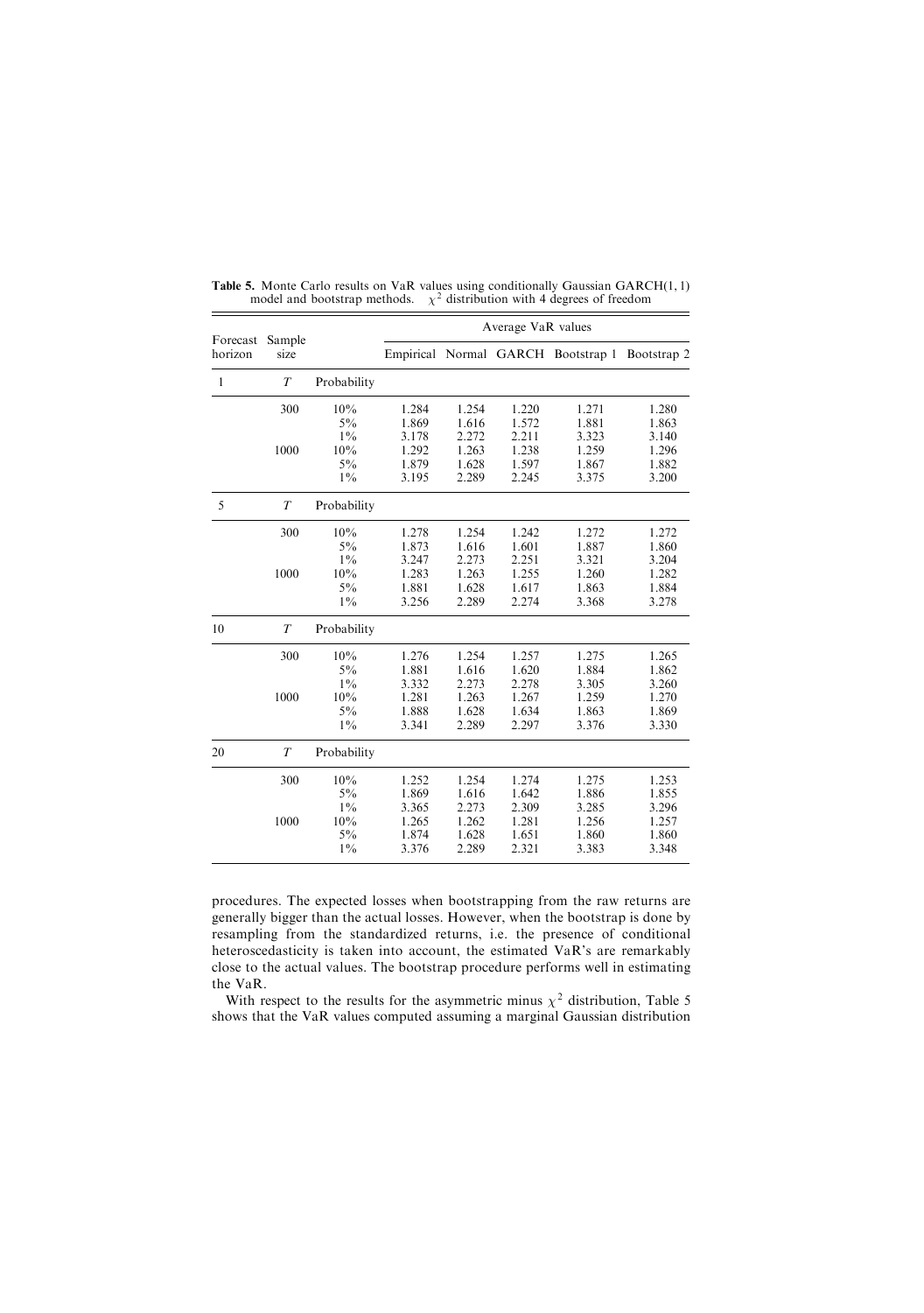**Table 5.** Monte Carlo results on VaR values using conditionally Gaussian GARCH(1, 1) model and bootstrap methods. $\chi^2$ distribution with 4 degrees of freedom

| Forecast horizon | Sample size | | Average VaR values | | | | |
|---|---|---|---|---|---|---|---|
| | | | Empirical | Normal | GARCH | Bootstrap 1 | Bootstrap 2 |
| 1 | $T$ | Probability | | | | | |
| | 300 | 10% | 1.284 | 1.254 | 1.220 | 1.271 | 1.280 |
| | | 5% | 1.869 | 1.616 | 1.572 | 1.881 | 1.863 |
| | | 1% | 3.178 | 2.272 | 2.211 | 3.323 | 3.140 |
| | 1000 | 10% | 1.292 | 1.263 | 1.238 | 1.259 | 1.296 |
| | | 5% | 1.879 | 1.628 | 1.597 | 1.867 | 1.882 |
| | | 1% | 3.195 | 2.289 | 2.245 | 3.375 | 3.200 |
| 5 | $T$ | Probability | | | | | |
| | 300 | 10% | 1.278 | 1.254 | 1.242 | 1.272 | 1.272 |
| | | 5% | 1.873 | 1.616 | 1.601 | 1.887 | 1.860 |
| | | 1% | 3.247 | 2.273 | 2.251 | 3.321 | 3.204 |
| | 1000 | 10% | 1.283 | 1.263 | 1.255 | 1.260 | 1.282 |
| | | 5% | 1.881 | 1.628 | 1.617 | 1.863 | 1.884 |
| | | 1% | 3.256 | 2.289 | 2.274 | 3.368 | 3.278 |
| 10 | $T$ | Probability | | | | | |
| | 300 | 10% | 1.276 | 1.254 | 1.257 | 1.275 | 1.265 |
| | | 5% | 1.881 | 1.616 | 1.620 | 1.884 | 1.862 |
| | | 1% | 3.332 | 2.273 | 2.278 | 3.305 | 3.260 |
| | 1000 | 10% | 1.281 | 1.263 | 1.267 | 1.259 | 1.270 |
| | | 5% | 1.888 | 1.628 | 1.634 | 1.863 | 1.869 |
| | | 1% | 3.341 | 2.289 | 2.297 | 3.376 | 3.330 |
| 20 | $T$ | Probability | | | | | |
| | 300 | 10% | 1.252 | 1.254 | 1.274 | 1.275 | 1.253 |
| | | 5% | 1.869 | 1.616 | 1.642 | 1.886 | 1.855 |
| | | 1% | 3.365 | 2.273 | 2.309 | 3.285 | 3.296 |
| | 1000 | 10% | 1.265 | 1.262 | 1.281 | 1.256 | 1.257 |
| | | 5% | 1.874 | 1.628 | 1.651 | 1.860 | 1.860 |
| | | 1% | 3.376 | 2.289 | 2.321 | 3.383 | 3.348 |

procedures. The expected losses when bootstrapping from the raw returns are generally bigger than the actual losses. However, when the bootstrap is done by resampling from the standardized returns, i.e. the presence of conditional heteroscedasticity is taken into account, the estimated VaR's are remarkably close to the actual values. The bootstrap procedure performs well in estimating the VaR.

With respect to the results for the asymmetric minus $\chi^2$ distribution, Table 5 shows that the VaR values computed assuming a marginal Gaussian distribution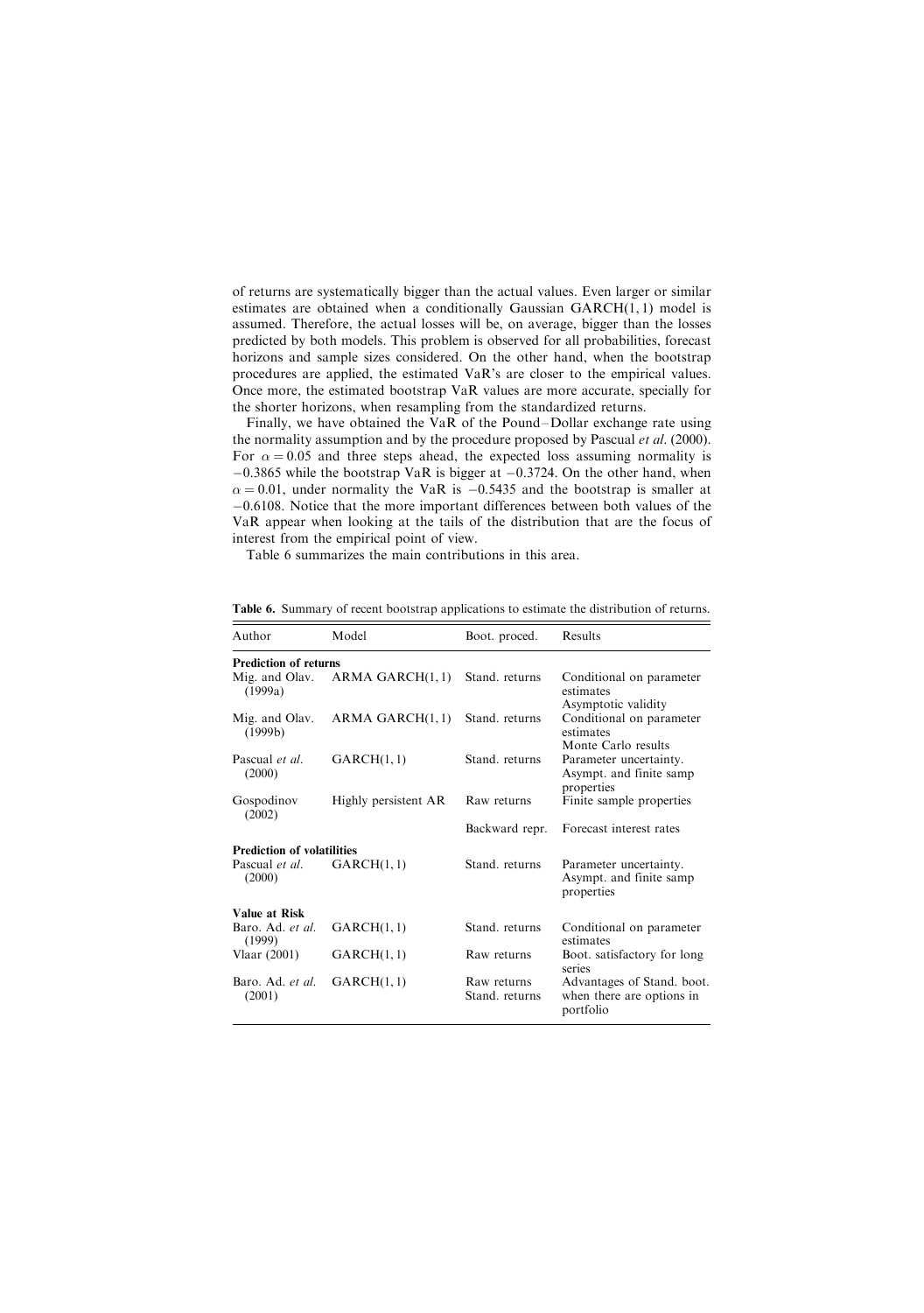of returns are systematically bigger than the actual values. Even larger or similar estimates are obtained when a conditionally Gaussian GARCH(1, 1) model is assumed. Therefore, the actual losses will be, on average, bigger than the losses predicted by both models. This problem is observed for all probabilities, forecast horizons and sample sizes considered. On the other hand, when the bootstrap procedures are applied, the estimated VaR's are closer to the empirical values. Once more, the estimated bootstrap VaR values are more accurate, specially for the shorter horizons, when resampling from the standardized returns.

Finally, we have obtained the VaR of the Pound–Dollar exchange rate using the normality assumption and by the procedure proposed by Pascual *et al*. (2000). For $\alpha = 0.05$ and three steps ahead, the expected loss assuming normality is $-0.3865$ while the bootstrap VaR is bigger at $-0.3724$. On the other hand, when $\alpha = 0.01$, under normality the VaR is $-0.5435$ and the bootstrap is smaller at $-0.6108$. Notice that the more important differences between both values of the VaR appear when looking at the tails of the distribution that are the focus of interest from the empirical point of view.

Table 6 summarizes the main contributions in this area.

**Table 6.** Summary of recent bootstrap applications to estimate the distribution of returns.

| Author | Model | Boot. proced. | Results |
|---|---|---|---|
| **Prediction of returns** | | | |
| Mig. and Olav. (1999a) | ARMA GARCH(1, 1) | Stand. returns | Conditional on parameter estimates Asymptotic validity |
| Mig. and Olav. (1999b) | ARMA GARCH(1, 1) | Stand. returns | Conditional on parameter estimates Monte Carlo results |
| Pascual *et al*. (2000) | GARCH(1, 1) | Stand. returns | Parameter uncertainty. Asympt. and finite samp properties |
| Gospodinov (2002) | Highly persistent AR | Raw returns | Finite sample properties |
| | | Backward repr. | Forecast interest rates |
| **Prediction of volatilities** | | | |
| Pascual *et al*. (2000) | GARCH(1, 1) | Stand. returns | Parameter uncertainty. Asympt. and finite samp properties |
| **Value at Risk** | | | |
| Baro. Ad. *et al*. (1999) | GARCH(1, 1) | Stand. returns | Conditional on parameter estimates |
| Vlaar (2001) | GARCH(1, 1) | Raw returns | Boot. satisfactory for long series |
| Baro. Ad. *et al*. (2001) | GARCH(1, 1) | Raw returns Stand. returns | Advantages of Stand. boot. when there are options in portfolio |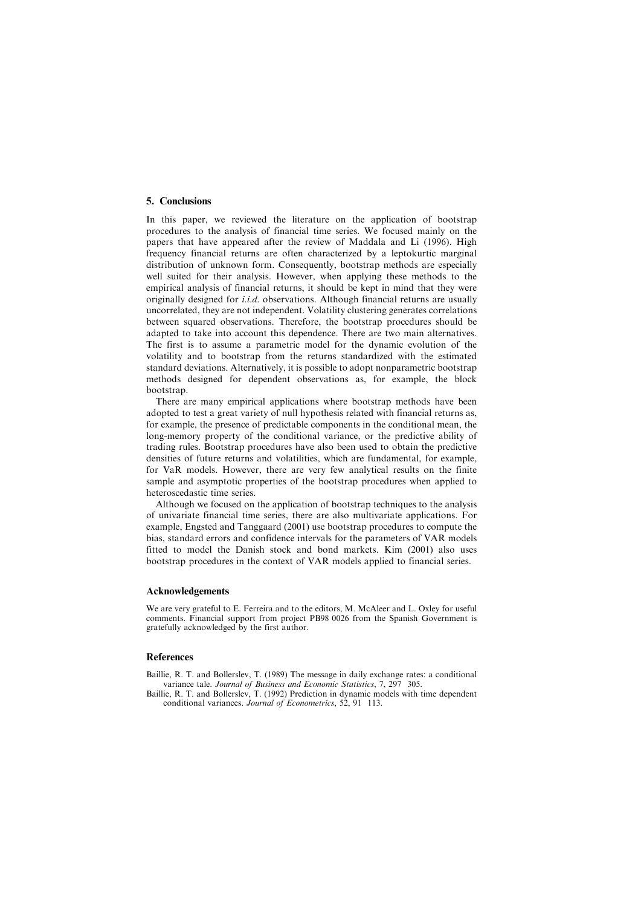## 5. Conclusions

In this paper, we reviewed the literature on the application of bootstrap procedures to the analysis of financial time series. We focused mainly on the papers that have appeared after the review of Maddala and Li (1996). High frequency financial returns are often characterized by a leptokurtic marginal distribution of unknown form. Consequently, bootstrap methods are especially well suited for their analysis. However, when applying these methods to the empirical analysis of financial returns, it should be kept in mind that they were originally designed for *i.i.d.* observations. Although financial returns are usually uncorrelated, they are not independent. Volatility clustering generates correlations between squared observations. Therefore, the bootstrap procedures should be adapted to take into account this dependence. There are two main alternatives. The first is to assume a parametric model for the dynamic evolution of the volatility and to bootstrap from the returns standardized with the estimated standard deviations. Alternatively, it is possible to adopt nonparametric bootstrap methods designed for dependent observations as, for example, the block bootstrap.

There are many empirical applications where bootstrap methods have been adopted to test a great variety of null hypothesis related with financial returns as, for example, the presence of predictable components in the conditional mean, the long-memory property of the conditional variance, or the predictive ability of trading rules. Bootstrap procedures have also been used to obtain the predictive densities of future returns and volatilities, which are fundamental, for example, for VaR models. However, there are very few analytical results on the finite sample and asymptotic properties of the bootstrap procedures when applied to heteroscedastic time series.

Although we focused on the application of bootstrap techniques to the analysis of univariate financial time series, there are also multivariate applications. For example, Engsted and Tanggaard (2001) use bootstrap procedures to compute the bias, standard errors and confidence intervals for the parameters of VAR models fitted to model the Danish stock and bond markets. Kim (2001) also uses bootstrap procedures in the context of VAR models applied to financial series.

## Acknowledgements

We are very grateful to E. Ferreira and to the editors, M. McAleer and L. Oxley for useful comments. Financial support from project PB98 0026 from the Spanish Government is gratefully acknowledged by the first author.

## References

Baillie, R. T. and Bollerslev, T. (1989) The message in daily exchange rates: a conditional variance tale. *Journal of Business and Economic Statistics*, 7, 297 305.

Baillie, R. T. and Bollerslev, T. (1992) Prediction in dynamic models with time dependent conditional variances. *Journal of Econometrics*, 52, 91 113.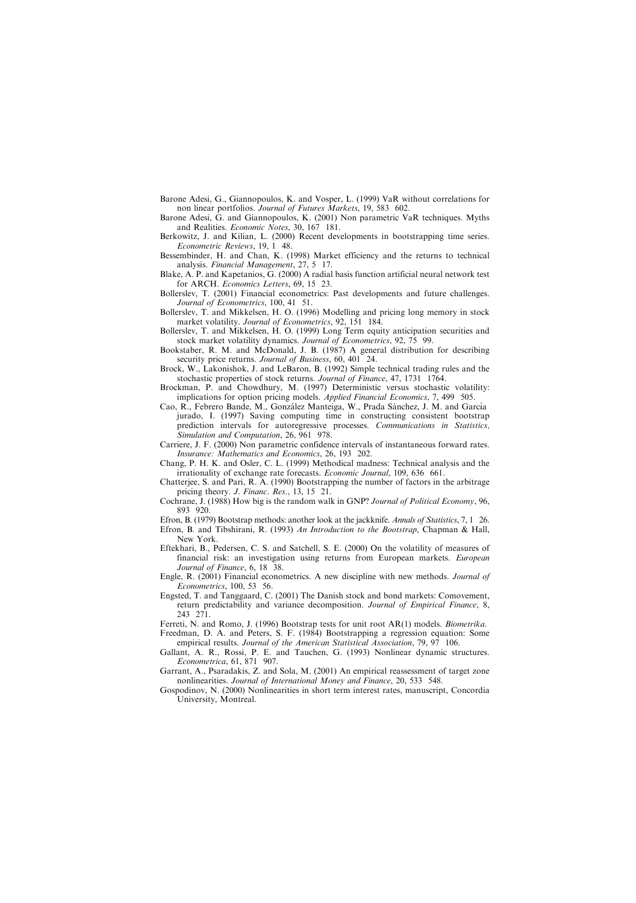Barone Adesi, G., Giannopoulos, K. and Vosper, L. (1999) VaR without correlations for non linear portfolios. *Journal of Futures Markets*, 19, 583 602.

Barone Adesi, G. and Giannopoulos, K. (2001) Non parametric VaR techniques. Myths and Realities. *Economic Notes*, 30, 167 181.

Berkowitz, J. and Kilian, L. (2000) Recent developments in bootstrapping time series. *Econometric Reviews*, 19, 1 48.

Bessembinder, H. and Chan, K. (1998) Market efficiency and the returns to technical analysis. *Financial Management*, 27, 5 17.

Blake, A. P. and Kapetanios, G. (2000) A radial basis function artificial neural network test for ARCH. *Economics Letters*, 69, 15 23.

Bollerslev, T. (2001) Financial econometrics: Past developments and future challenges. *Journal of Econometrics*, 100, 41 51.

Bollerslev, T. and Mikkelsen, H. O. (1996) Modelling and pricing long memory in stock market volatility. *Journal of Econometrics*, 92, 151 184.

Bollerslev, T. and Mikkelsen, H. O. (1999) Long Term equity anticipation securities and stock market volatility dynamics. *Journal of Econometrics*, 92, 75 99.

Bookstaber, R. M. and McDonald, J. B. (1987) A general distribution for describing security price returns. *Journal of Business*, 60, 401 24.

Brock, W., Lakonishok, J. and LeBaron, B. (1992) Simple technical trading rules and the stochastic properties of stock returns. *Journal of Finance*, 47, 1731 1764.

Brockman, P. and Chowdhury, M. (1997) Deterministic versus stochastic volatility: implications for option pricing models. *Applied Financial Economics*, 7, 499 505.

Cao, R., Febrero Bande, M., González Manteiga, W., Prada Sánchez, J. M. and García jurado, I. (1997) Saving computing time in constructing consistent bootstrap prediction intervals for autoregressive processes. *Communications in Statistics, Simulation and Computation*, 26, 961 978.

Carriere, J. F. (2000) Non parametric confidence intervals of instantaneous forward rates. *Insurance: Mathematics and Economics*, 26, 193 202.

Chang, P. H. K. and Osler, C. L. (1999) Methodical madness: Technical analysis and the irrationality of exchange rate forecasts. *Economic Journal*, 109, 636 661.

Chatterjee, S. and Pari, R. A. (1990) Bootstrapping the number of factors in the arbitrage pricing theory. *J. Financ. Res.*, 13, 15 21.

Cochrane, J. (1988) How big is the random walk in GNP? *Journal of Political Economy*, 96, 893 920.

Efron, B. (1979) Bootstrap methods: another look at the jackknife. *Annals of Statistics*, 7, 1 26.

Efron, B. and Tibshirani, R. (1993) *An Introduction to the Bootstrap*, Chapman & Hall, New York.

Eftekhari, B., Pedersen, C. S. and Satchell, S. E. (2000) On the volatility of measures of financial risk: an investigation using returns from European markets. *European Journal of Finance*, 6, 18 38.

Engle, R. (2001) Financial econometrics. A new discipline with new methods. *Journal of Econometrics*, 100, 53 56.

Engsted, T. and Tanggaard, C. (2001) The Danish stock and bond markets: Comovement, return predictability and variance decomposition. *Journal of Empirical Finance*, 8, 243 271.

Ferreti, N. and Romo, J. (1996) Bootstrap tests for unit root AR(1) models. *Biometrika*.

Freedman, D. A. and Peters, S. F. (1984) Bootstrapping a regression equation: Some empirical results. *Journal of the American Statistical Association*, 79, 97 106.

Gallant, A. R., Rossi, P. E. and Tauchen, G. (1993) Nonlinear dynamic structures. *Econometrica*, 61, 871 907.

Garrant, A., Psaradakis, Z. and Sola, M. (2001) An empirical reassessment of target zone nonlinearities. *Journal of International Money and Finance*, 20, 533 548.

Gospodinov, N. (2000) Nonlinearities in short term interest rates, manuscript, Concordia University, Montreal.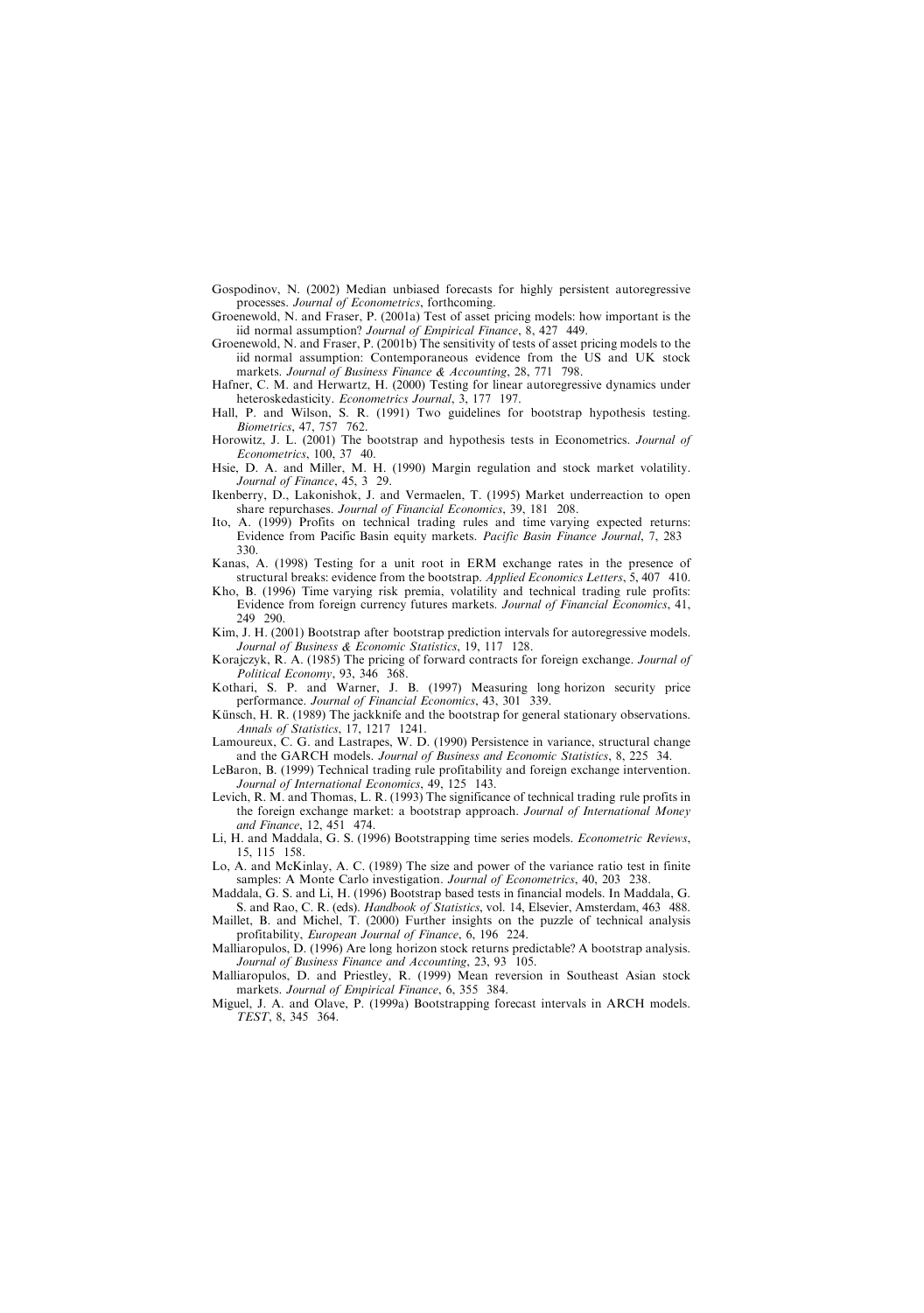Gospodinov, N. (2002) Median unbiased forecasts for highly persistent autoregressive processes. *Journal of Econometrics*, forthcoming.

Groenewold, N. and Fraser, P. (2001a) Test of asset pricing models: how important is the iid normal assumption? *Journal of Empirical Finance*, 8, 427 449.

Groenewold, N. and Fraser, P. (2001b) The sensitivity of tests of asset pricing models to the iid normal assumption: Contemporaneous evidence from the US and UK stock markets. *Journal of Business Finance & Accounting*, 28, 771 798.

Hafner, C. M. and Herwartz, H. (2000) Testing for linear autoregressive dynamics under heteroskedasticity. *Econometrics Journal*, 3, 177 197.

Hall, P. and Wilson, S. R. (1991) Two guidelines for bootstrap hypothesis testing. *Biometrics*, 47, 757 762.

Horowitz, J. L. (2001) The bootstrap and hypothesis tests in Econometrics. *Journal of Econometrics*, 100, 37 40.

Hsie, D. A. and Miller, M. H. (1990) Margin regulation and stock market volatility. *Journal of Finance*, 45, 3 29.

Ikenberry, D., Lakonishok, J. and Vermaelen, T. (1995) Market underreaction to open share repurchases. *Journal of Financial Economics*, 39, 181 208.

Ito, A. (1999) Profits on technical trading rules and time varying expected returns: Evidence from Pacific Basin equity markets. *Pacific Basin Finance Journal*, 7, 283 330.

Kanas, A. (1998) Testing for a unit root in ERM exchange rates in the presence of structural breaks: evidence from the bootstrap. *Applied Economics Letters*, 5, 407 410.

Kho, B. (1996) Time varying risk premia, volatility and technical trading rule profits: Evidence from foreign currency futures markets. *Journal of Financial Economics*, 41, 249 290.

Kim, J. H. (2001) Bootstrap after bootstrap prediction intervals for autoregressive models. *Journal of Business & Economic Statistics*, 19, 117 128.

Korajczyk, R. A. (1985) The pricing of forward contracts for foreign exchange. *Journal of Political Economy*, 93, 346 368.

Kothari, S. P. and Warner, J. B. (1997) Measuring long horizon security price performance. *Journal of Financial Economics*, 43, 301 339.

Künsch, H. R. (1989) The jackknife and the bootstrap for general stationary observations. *Annals of Statistics*, 17, 1217 1241.

Lamoureux, C. G. and Lastrapes, W. D. (1990) Persistence in variance, structural change and the GARCH models. *Journal of Business and Economic Statistics*, 8, 225 34.

LeBaron, B. (1999) Technical trading rule profitability and foreign exchange intervention. *Journal of International Economics*, 49, 125 143.

Levich, R. M. and Thomas, L. R. (1993) The significance of technical trading rule profits in the foreign exchange market: a bootstrap approach. *Journal of International Money and Finance*, 12, 451 474.

Li, H. and Maddala, G. S. (1996) Bootstrapping time series models. *Econometric Reviews*, 15, 115 158.

Lo, A. and McKinlay, A. C. (1989) The size and power of the variance ratio test in finite samples: A Monte Carlo investigation. *Journal of Econometrics*, 40, 203 238.

Maddala, G. S. and Li, H. (1996) Bootstrap based tests in financial models. In Maddala, G. S. and Rao, C. R. (eds). *Handbook of Statistics*, vol. 14, Elsevier, Amsterdam, 463 488.

Maillet, B. and Michel, T. (2000) Further insights on the puzzle of technical analysis profitability, *European Journal of Finance*, 6, 196 224.

Malliaropulos, D. (1996) Are long horizon stock returns predictable? A bootstrap analysis. *Journal of Business Finance and Accounting*, 23, 93 105.

Malliaropulos, D. and Priestley, R. (1999) Mean reversion in Southeast Asian stock markets. *Journal of Empirical Finance*, 6, 355 384.

Miguel, J. A. and Olave, P. (1999a) Bootstrapping forecast intervals in ARCH models. *TEST*, 8, 345 364.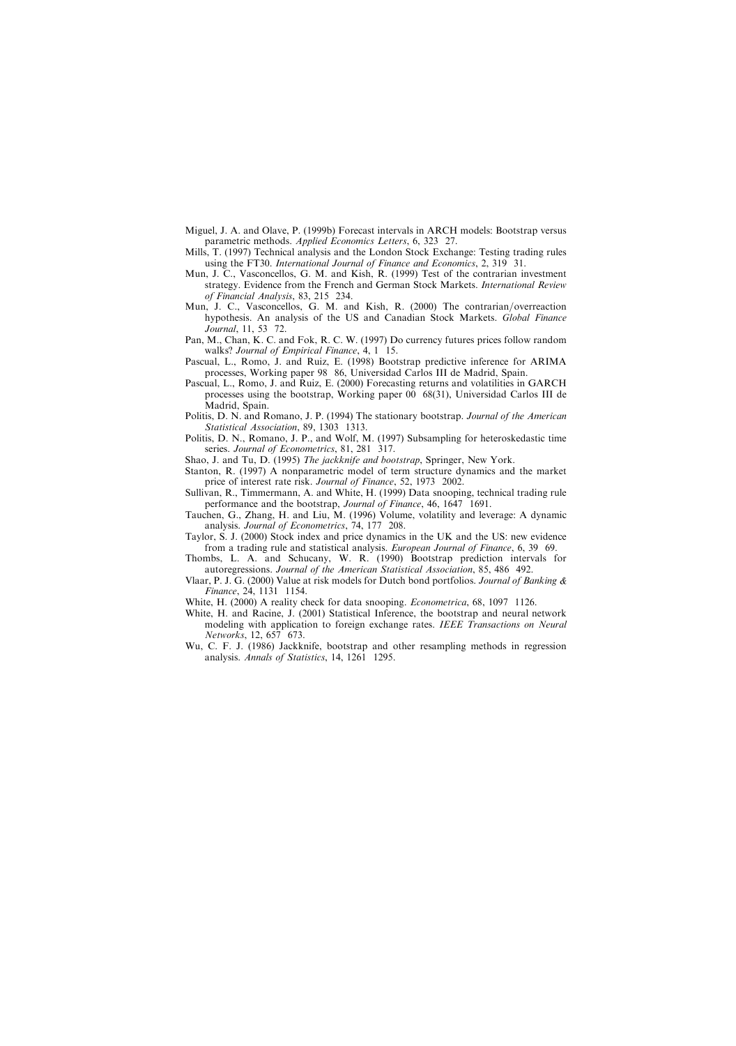Miguel, J. A. and Olave, P. (1999b) Forecast intervals in ARCH models: Bootstrap versus parametric methods. *Applied Economics Letters*, 6, 323 27.

Mills, T. (1997) Technical analysis and the London Stock Exchange: Testing trading rules using the FT30. *International Journal of Finance and Economics*, 2, 319 31.

Mun, J. C., Vasconcellos, G. M. and Kish, R. (1999) Test of the contrarian investment strategy. Evidence from the French and German Stock Markets. *International Review of Financial Analysis*, 83, 215 234.

Mun, J. C., Vasconcellos, G. M. and Kish, R. (2000) The contrarian/overreaction hypothesis. An analysis of the US and Canadian Stock Markets. *Global Finance Journal*, 11, 53 72.

Pan, M., Chan, K. C. and Fok, R. C. W. (1997) Do currency futures prices follow random walks? *Journal of Empirical Finance*, 4, 1 15.

Pascual, L., Romo, J. and Ruiz, E. (1998) Bootstrap predictive inference for ARIMA processes, Working paper 98 86, Universidad Carlos III de Madrid, Spain.

Pascual, L., Romo, J. and Ruiz, E. (2000) Forecasting returns and volatilities in GARCH processes using the bootstrap, Working paper 00 68(31), Universidad Carlos III de Madrid, Spain.

Politis, D. N. and Romano, J. P. (1994) The stationary bootstrap. *Journal of the American Statistical Association*, 89, 1303 1313.

Politis, D. N., Romano, J. P., and Wolf, M. (1997) Subsampling for heteroskedastic time series. *Journal of Econometrics*, 81, 281 317.

Shao, J. and Tu, D. (1995) *The jackknife and bootstrap*, Springer, New York.

Stanton, R. (1997) A nonparametric model of term structure dynamics and the market price of interest rate risk. *Journal of Finance*, 52, 1973 2002.

Sullivan, R., Timmermann, A. and White, H. (1999) Data snooping, technical trading rule performance and the bootstrap, *Journal of Finance*, 46, 1647 1691.

Tauchen, G., Zhang, H. and Liu, M. (1996) Volume, volatility and leverage: A dynamic analysis. *Journal of Econometrics*, 74, 177 208.

Taylor, S. J. (2000) Stock index and price dynamics in the UK and the US: new evidence from a trading rule and statistical analysis. *European Journal of Finance*, 6, 39 69.

Thombs, L. A. and Schucany, W. R. (1990) Bootstrap prediction intervals for autoregressions. *Journal of the American Statistical Association*, 85, 486 492.

Vlaar, P. J. G. (2000) Value at risk models for Dutch bond portfolios. *Journal of Banking & Finance*, 24, 1131 1154.

White, H. (2000) A reality check for data snooping. *Econometrica*, 68, 1097 1126.

White, H. and Racine, J. (2001) Statistical Inference, the bootstrap and neural network modeling with application to foreign exchange rates. *IEEE Transactions on Neural Networks*, 12, 657 673.

Wu, C. F. J. (1986) Jackknife, bootstrap and other resampling methods in regression analysis. *Annals of Statistics*, 14, 1261 1295.